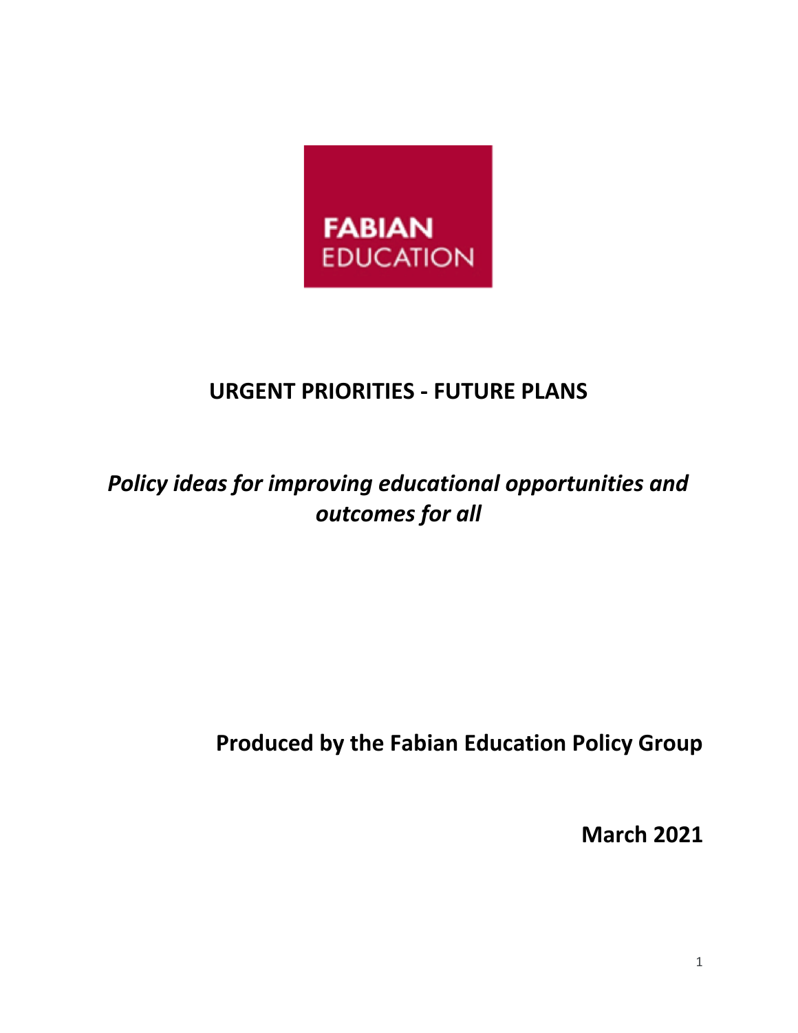FABIAN EDUCATION

# URGENT PRIORITIES - FUTURE PLANS

*Policy ideas for improving educational opportunities and outcomes for all*

**Produced by the Fabian Education Policy Group**

**March 2021**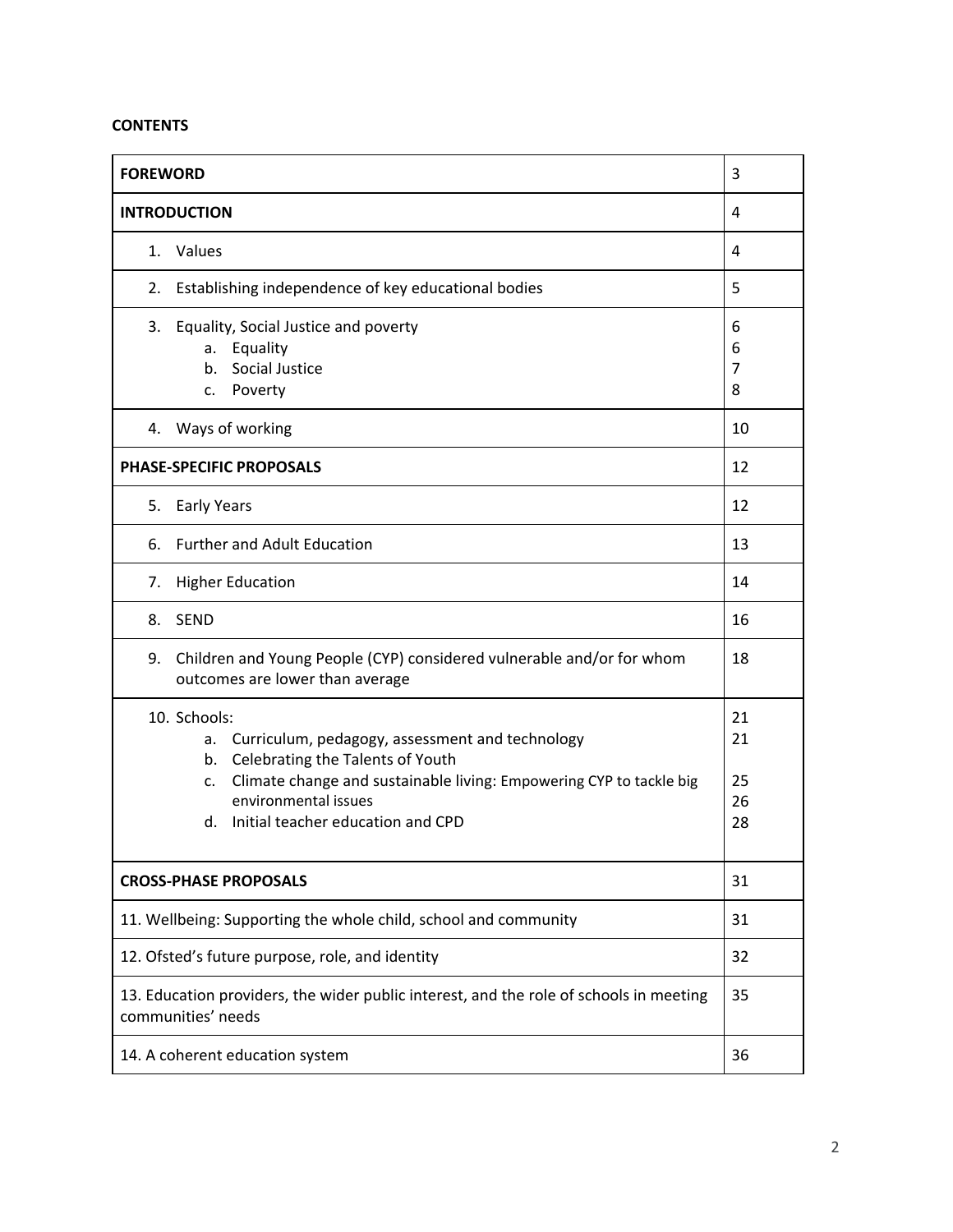**CONTENTS**

| | |
|---|---|
| **FOREWORD** | 3 |
| **INTRODUCTION** | 4 |
| 1. Values | 4 |
| 2. Establishing independence of key educational bodies | 5 |
| 3. Equality, Social Justice and poverty<br>a. Equality<br>b. Social Justice<br>c. Poverty | 6<br>6<br>7<br>8 |
| 4. Ways of working | 10 |
| **PHASE-SPECIFIC PROPOSALS** | 12 |
| 5. Early Years | 12 |
| 6. Further and Adult Education | 13 |
| 7. Higher Education | 14 |
| 8. SEND | 16 |
| 9. Children and Young People (CYP) considered vulnerable and/or for whom outcomes are lower than average | 18 |
| 10. Schools:<br>a. Curriculum, pedagogy, assessment and technology<br>b. Celebrating the Talents of Youth<br>c. Climate change and sustainable living: Empowering CYP to tackle big environmental issues<br>d. Initial teacher education and CPD | 21<br>21<br>25<br>26<br>28 |
| **CROSS-PHASE PROPOSALS** | 31 |
| 11. Wellbeing: Supporting the whole child, school and community | 31 |
| 12. Ofsted's future purpose, role, and identity | 32 |
| 13. Education providers, the wider public interest, and the role of schools in meeting communities' needs | 35 |
| 14. A coherent education system | 36 |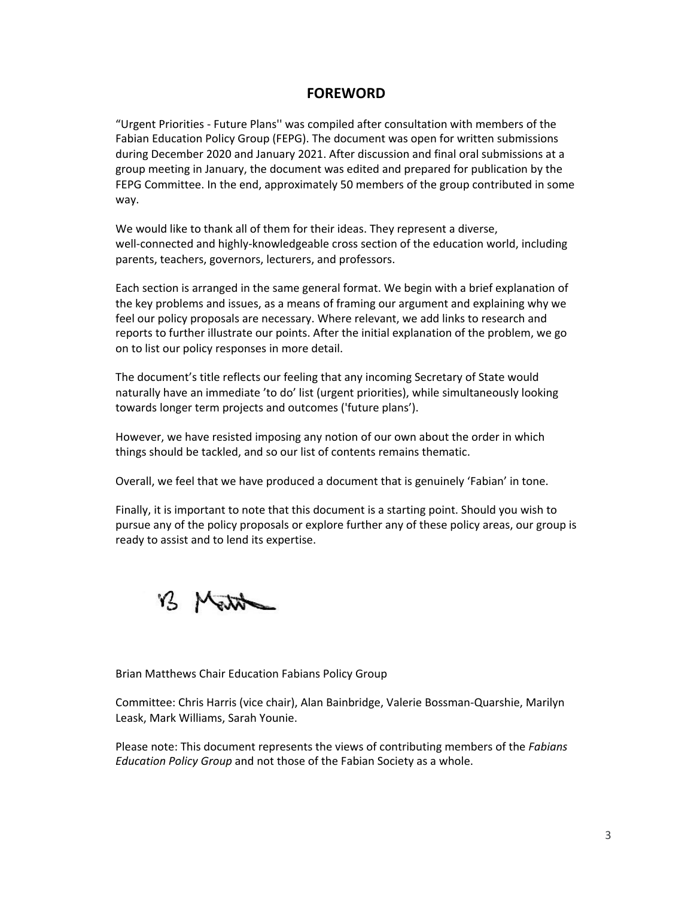## FOREWORD

"Urgent Priorities - Future Plans'' was compiled after consultation with members of the Fabian Education Policy Group (FEPG). The document was open for written submissions during December 2020 and January 2021. After discussion and final oral submissions at a group meeting in January, the document was edited and prepared for publication by the FEPG Committee. In the end, approximately 50 members of the group contributed in some way.

We would like to thank all of them for their ideas. They represent a diverse, well-connected and highly-knowledgeable cross section of the education world, including parents, teachers, governors, lecturers, and professors.

Each section is arranged in the same general format. We begin with a brief explanation of the key problems and issues, as a means of framing our argument and explaining why we feel our policy proposals are necessary. Where relevant, we add links to research and reports to further illustrate our points. After the initial explanation of the problem, we go on to list our policy responses in more detail.

The document's title reflects our feeling that any incoming Secretary of State would naturally have an immediate 'to do' list (urgent priorities), while simultaneously looking towards longer term projects and outcomes ('future plans').

However, we have resisted imposing any notion of our own about the order in which things should be tackled, and so our list of contents remains thematic.

Overall, we feel that we have produced a document that is genuinely 'Fabian' in tone.

Finally, it is important to note that this document is a starting point. Should you wish to pursue any of the policy proposals or explore further any of these policy areas, our group is ready to assist and to lend its expertise.

Brian Matthews Chair Education Fabians Policy Group

Committee: Chris Harris (vice chair), Alan Bainbridge, Valerie Bossman-Quarshie, Marilyn Leask, Mark Williams, Sarah Younie.

Please note: This document represents the views of contributing members of the *Fabians Education Policy Group* and not those of the Fabian Society as a whole.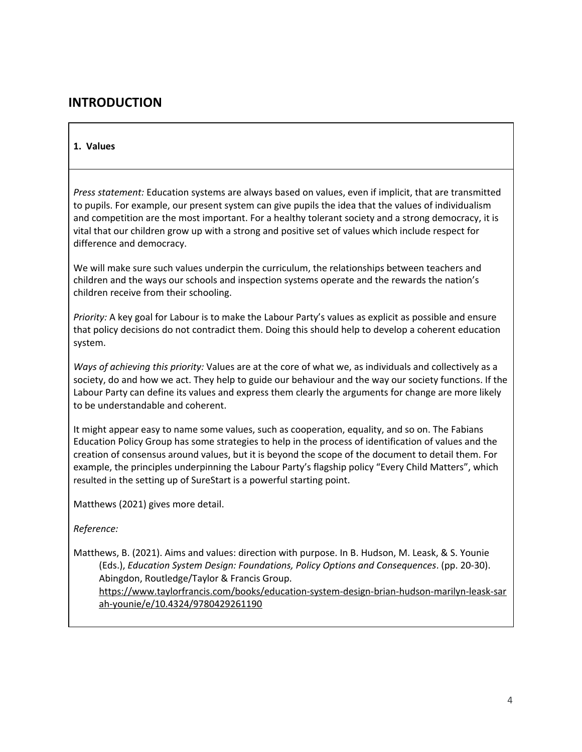## INTRODUCTION

**1. Values**

*Press statement:* Education systems are always based on values, even if implicit, that are transmitted to pupils. For example, our present system can give pupils the idea that the values of individualism and competition are the most important. For a healthy tolerant society and a strong democracy, it is vital that our children grow up with a strong and positive set of values which include respect for difference and democracy.

We will make sure such values underpin the curriculum, the relationships between teachers and children and the ways our schools and inspection systems operate and the rewards the nation's children receive from their schooling.

*Priority:* A key goal for Labour is to make the Labour Party's values as explicit as possible and ensure that policy decisions do not contradict them. Doing this should help to develop a coherent education system.

*Ways of achieving this priority:* Values are at the core of what we, as individuals and collectively as a society, do and how we act. They help to guide our behaviour and the way our society functions. If the Labour Party can define its values and express them clearly the arguments for change are more likely to be understandable and coherent.

It might appear easy to name some values, such as cooperation, equality, and so on. The Fabians Education Policy Group has some strategies to help in the process of identification of values and the creation of consensus around values, but it is beyond the scope of the document to detail them. For example, the principles underpinning the Labour Party's flagship policy "Every Child Matters", which resulted in the setting up of SureStart is a powerful starting point.

Matthews (2021) gives more detail.

*Reference:*

Matthews, B. (2021). Aims and values: direction with purpose. In B. Hudson, M. Leask, & S. Younie (Eds.), *Education System Design: Foundations, Policy Options and Consequences*. (pp. 20-30). Abingdon, Routledge/Taylor & Francis Group. https://www.taylorfrancis.com/books/education-system-design-brian-hudson-marilyn-leask-sarah-younie/e/10.4324/9780429261190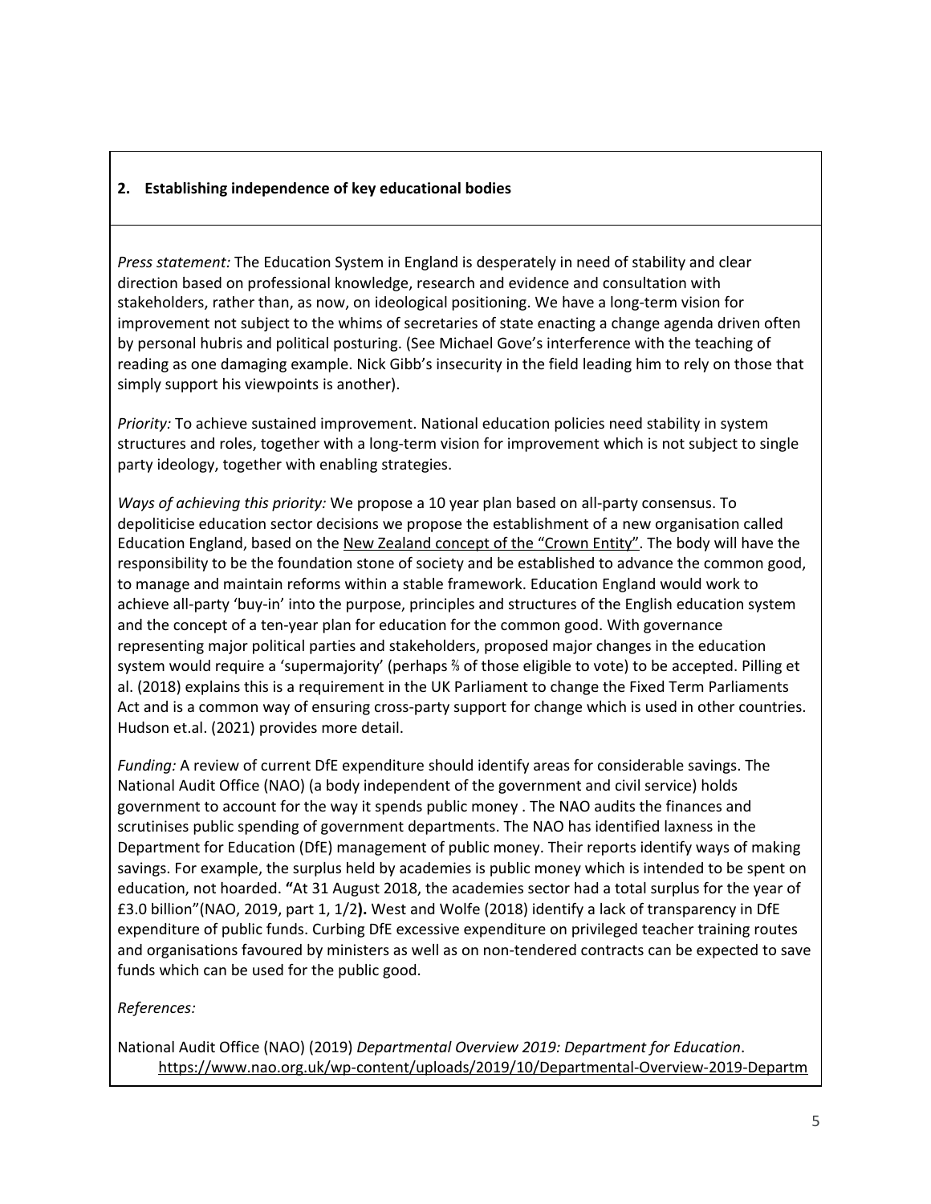## 2. Establishing independence of key educational bodies

*Press statement:* The Education System in England is desperately in need of stability and clear direction based on professional knowledge, research and evidence and consultation with stakeholders, rather than, as now, on ideological positioning. We have a long-term vision for improvement not subject to the whims of secretaries of state enacting a change agenda driven often by personal hubris and political posturing. (See Michael Gove's interference with the teaching of reading as one damaging example. Nick Gibb's insecurity in the field leading him to rely on those that simply support his viewpoints is another).

*Priority:* To achieve sustained improvement. National education policies need stability in system structures and roles, together with a long-term vision for improvement which is not subject to single party ideology, together with enabling strategies.

*Ways of achieving this priority:* We propose a 10 year plan based on all-party consensus. To depoliticise education sector decisions we propose the establishment of a new organisation called Education England, based on the New Zealand concept of the "Crown Entity". The body will have the responsibility to be the foundation stone of society and be established to advance the common good, to manage and maintain reforms within a stable framework. Education England would work to achieve all-party 'buy-in' into the purpose, principles and structures of the English education system and the concept of a ten-year plan for education for the common good. With governance representing major political parties and stakeholders, proposed major changes in the education system would require a 'supermajority' (perhaps ⅔ of those eligible to vote) to be accepted. Pilling et al. (2018) explains this is a requirement in the UK Parliament to change the Fixed Term Parliaments Act and is a common way of ensuring cross-party support for change which is used in other countries. Hudson et.al. (2021) provides more detail.

*Funding:* A review of current DfE expenditure should identify areas for considerable savings. The National Audit Office (NAO) (a body independent of the government and civil service) holds government to account for the way it spends public money . The NAO audits the finances and scrutinises public spending of government departments. The NAO has identified laxness in the Department for Education (DfE) management of public money. Their reports identify ways of making savings. For example, the surplus held by academies is public money which is intended to be spent on education, not hoarded. **"**At 31 August 2018, the academies sector had a total surplus for the year of £3.0 billion"(NAO, 2019, part 1, 1/2**).** West and Wolfe (2018) identify a lack of transparency in DfE expenditure of public funds. Curbing DfE excessive expenditure on privileged teacher training routes and organisations favoured by ministers as well as on non-tendered contracts can be expected to save funds which can be used for the public good.

*References:*

National Audit Office (NAO) (2019) *Departmental Overview 2019: Department for Education*. https://www.nao.org.uk/wp-content/uploads/2019/10/Departmental-Overview-2019-Departm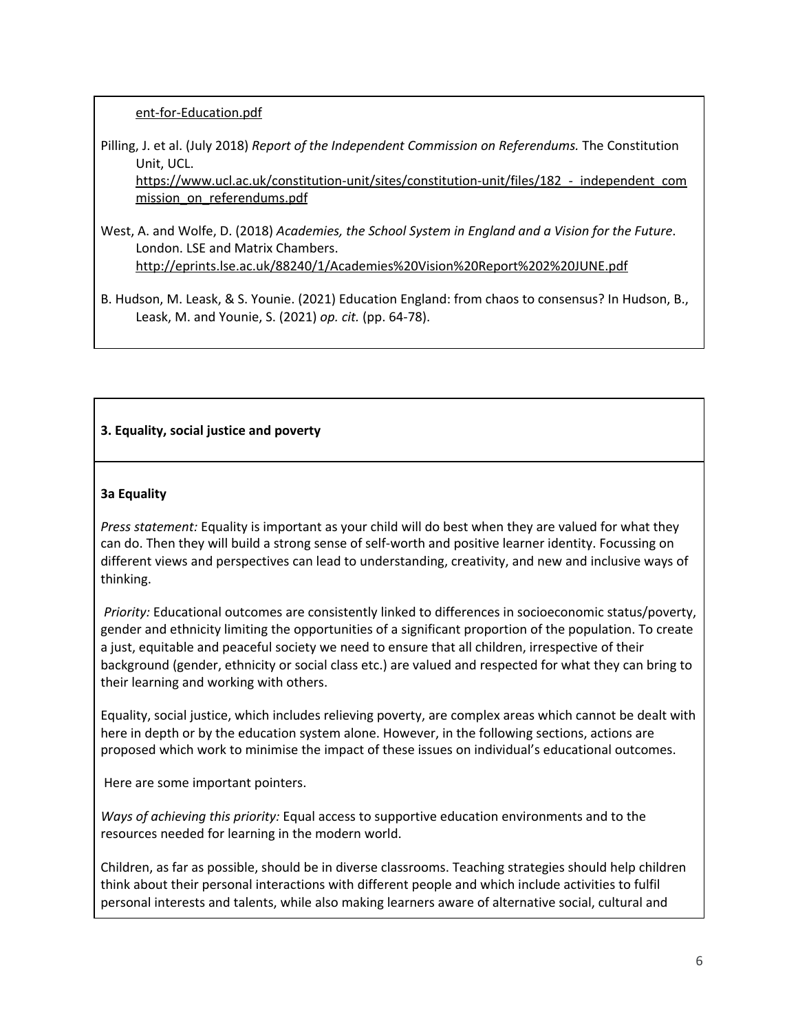ent-for-Education.pdf

Pilling, J. et al. (July 2018) *Report of the Independent Commission on Referendums.* The Constitution Unit, UCL. https://www.ucl.ac.uk/constitution-unit/sites/constitution-unit/files/182_-_independent_commission_on_referendums.pdf

West, A. and Wolfe, D. (2018) *Academies, the School System in England and a Vision for the Future*. London. LSE and Matrix Chambers. http://eprints.lse.ac.uk/88240/1/Academies%20Vision%20Report%202%20JUNE.pdf

B. Hudson, M. Leask, & S. Younie. (2021) Education England: from chaos to consensus? In Hudson, B., Leask, M. and Younie, S. (2021) *op. cit.* (pp. 64-78).

## 3. Equality, social justice and poverty

### 3a Equality

*Press statement:* Equality is important as your child will do best when they are valued for what they can do. Then they will build a strong sense of self-worth and positive learner identity. Focussing on different views and perspectives can lead to understanding, creativity, and new and inclusive ways of thinking.

*Priority:* Educational outcomes are consistently linked to differences in socioeconomic status/poverty, gender and ethnicity limiting the opportunities of a significant proportion of the population. To create a just, equitable and peaceful society we need to ensure that all children, irrespective of their background (gender, ethnicity or social class etc.) are valued and respected for what they can bring to their learning and working with others.

Equality, social justice, which includes relieving poverty, are complex areas which cannot be dealt with here in depth or by the education system alone. However, in the following sections, actions are proposed which work to minimise the impact of these issues on individual's educational outcomes.

Here are some important pointers.

*Ways of achieving this priority:* Equal access to supportive education environments and to the resources needed for learning in the modern world.

Children, as far as possible, should be in diverse classrooms. Teaching strategies should help children think about their personal interactions with different people and which include activities to fulfil personal interests and talents, while also making learners aware of alternative social, cultural and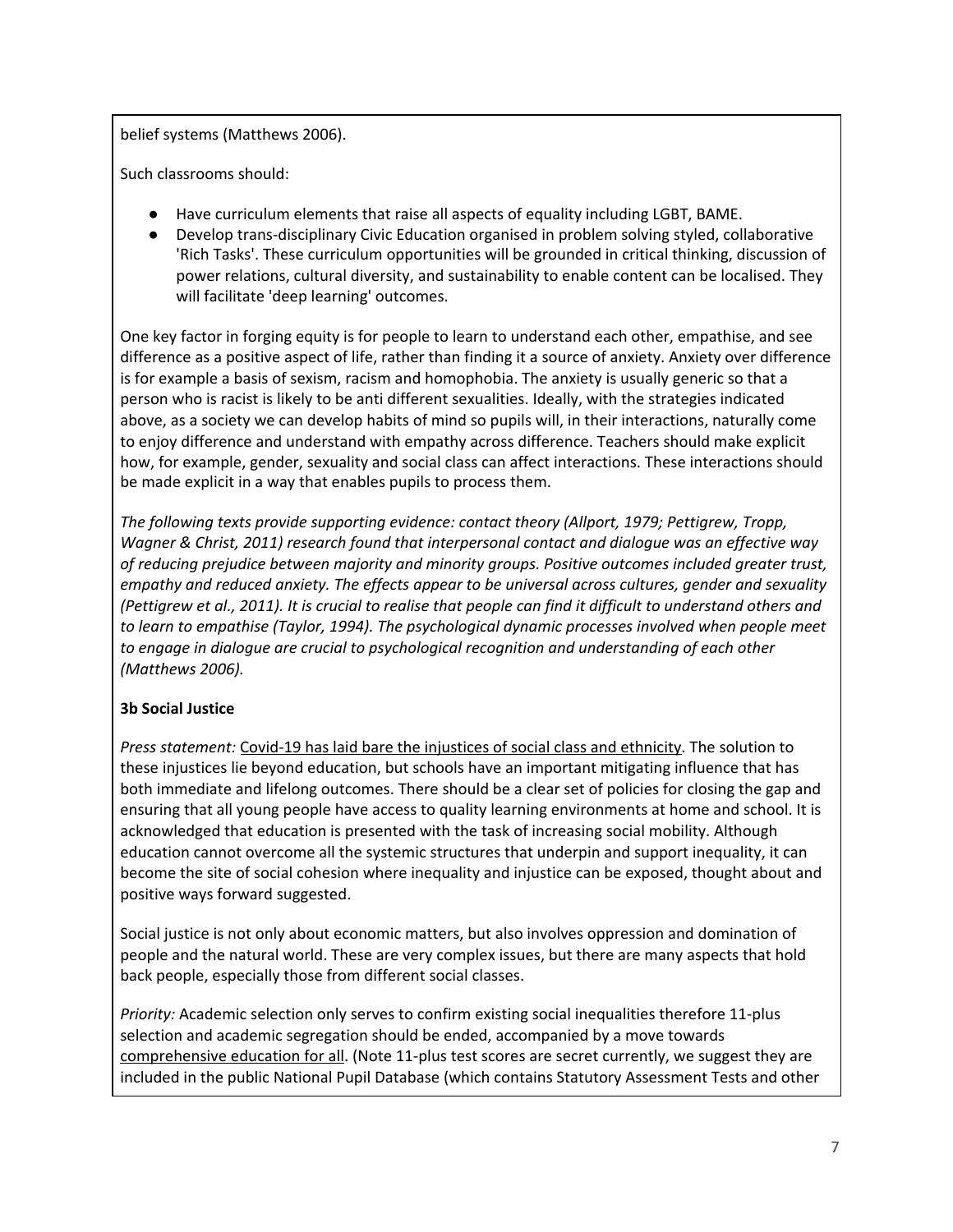belief systems (Matthews 2006).

Such classrooms should:

- Have curriculum elements that raise all aspects of equality including LGBT, BAME.
- Develop trans-disciplinary Civic Education organised in problem solving styled, collaborative 'Rich Tasks'. These curriculum opportunities will be grounded in critical thinking, discussion of power relations, cultural diversity, and sustainability to enable content can be localised. They will facilitate 'deep learning' outcomes.

One key factor in forging equity is for people to learn to understand each other, empathise, and see difference as a positive aspect of life, rather than finding it a source of anxiety. Anxiety over difference is for example a basis of sexism, racism and homophobia. The anxiety is usually generic so that a person who is racist is likely to be anti different sexualities. Ideally, with the strategies indicated above, as a society we can develop habits of mind so pupils will, in their interactions, naturally come to enjoy difference and understand with empathy across difference. Teachers should make explicit how, for example, gender, sexuality and social class can affect interactions. These interactions should be made explicit in a way that enables pupils to process them.

*The following texts provide supporting evidence: contact theory (Allport, 1979; Pettigrew, Tropp, Wagner & Christ, 2011) research found that interpersonal contact and dialogue was an effective way of reducing prejudice between majority and minority groups. Positive outcomes included greater trust, empathy and reduced anxiety. The effects appear to be universal across cultures, gender and sexuality (Pettigrew et al., 2011). It is crucial to realise that people can find it difficult to understand others and to learn to empathise (Taylor, 1994). The psychological dynamic processes involved when people meet to engage in dialogue are crucial to psychological recognition and understanding of each other (Matthews 2006).*

**3b Social Justice**

*Press statement:* Covid-19 has laid bare the injustices of social class and ethnicity. The solution to these injustices lie beyond education, but schools have an important mitigating influence that has both immediate and lifelong outcomes. There should be a clear set of policies for closing the gap and ensuring that all young people have access to quality learning environments at home and school. It is acknowledged that education is presented with the task of increasing social mobility. Although education cannot overcome all the systemic structures that underpin and support inequality, it can become the site of social cohesion where inequality and injustice can be exposed, thought about and positive ways forward suggested.

Social justice is not only about economic matters, but also involves oppression and domination of people and the natural world. These are very complex issues, but there are many aspects that hold back people, especially those from different social classes.

*Priority:* Academic selection only serves to confirm existing social inequalities therefore 11-plus selection and academic segregation should be ended, accompanied by a move towards comprehensive education for all. (Note 11-plus test scores are secret currently, we suggest they are included in the public National Pupil Database (which contains Statutory Assessment Tests and other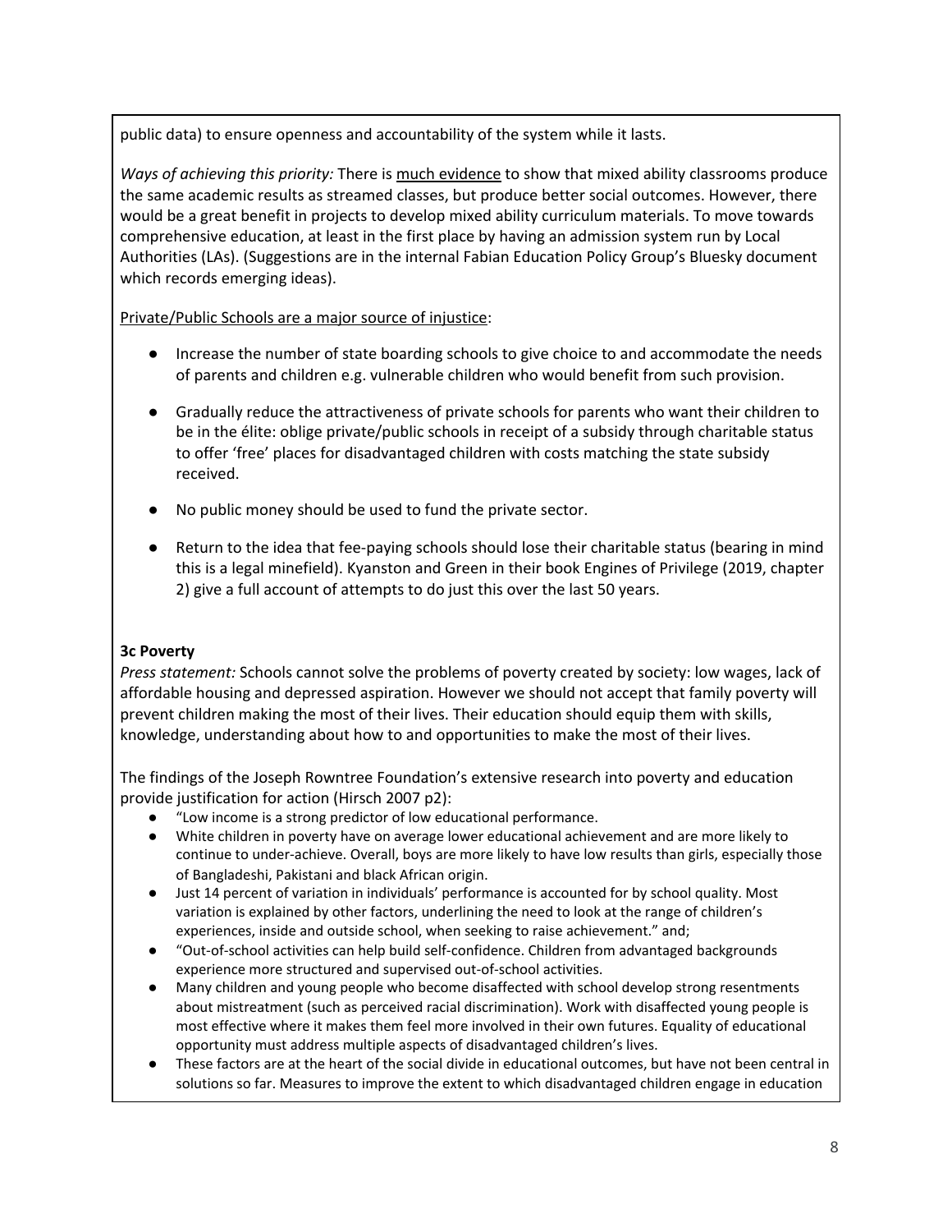public data) to ensure openness and accountability of the system while it lasts.

*Ways of achieving this priority:* There is much evidence to show that mixed ability classrooms produce the same academic results as streamed classes, but produce better social outcomes. However, there would be a great benefit in projects to develop mixed ability curriculum materials. To move towards comprehensive education, at least in the first place by having an admission system run by Local Authorities (LAs). (Suggestions are in the internal Fabian Education Policy Group's Bluesky document which records emerging ideas).

Private/Public Schools are a major source of injustice:

- Increase the number of state boarding schools to give choice to and accommodate the needs of parents and children e.g. vulnerable children who would benefit from such provision.
- Gradually reduce the attractiveness of private schools for parents who want their children to be in the élite: oblige private/public schools in receipt of a subsidy through charitable status to offer 'free' places for disadvantaged children with costs matching the state subsidy received.
- No public money should be used to fund the private sector.
- Return to the idea that fee-paying schools should lose their charitable status (bearing in mind this is a legal minefield). Kyanston and Green in their book Engines of Privilege (2019, chapter 2) give a full account of attempts to do just this over the last 50 years.

### 3c Poverty

*Press statement:* Schools cannot solve the problems of poverty created by society: low wages, lack of affordable housing and depressed aspiration. However we should not accept that family poverty will prevent children making the most of their lives. Their education should equip them with skills, knowledge, understanding about how to and opportunities to make the most of their lives.

The findings of the Joseph Rowntree Foundation's extensive research into poverty and education provide justification for action (Hirsch 2007 p2):

- "Low income is a strong predictor of low educational performance.
- White children in poverty have on average lower educational achievement and are more likely to continue to under-achieve. Overall, boys are more likely to have low results than girls, especially those of Bangladeshi, Pakistani and black African origin.
- Just 14 percent of variation in individuals' performance is accounted for by school quality. Most variation is explained by other factors, underlining the need to look at the range of children's experiences, inside and outside school, when seeking to raise achievement." and;
- "Out-of-school activities can help build self-confidence. Children from advantaged backgrounds experience more structured and supervised out-of-school activities.
- Many children and young people who become disaffected with school develop strong resentments about mistreatment (such as perceived racial discrimination). Work with disaffected young people is most effective where it makes them feel more involved in their own futures. Equality of educational opportunity must address multiple aspects of disadvantaged children's lives.
- These factors are at the heart of the social divide in educational outcomes, but have not been central in solutions so far. Measures to improve the extent to which disadvantaged children engage in education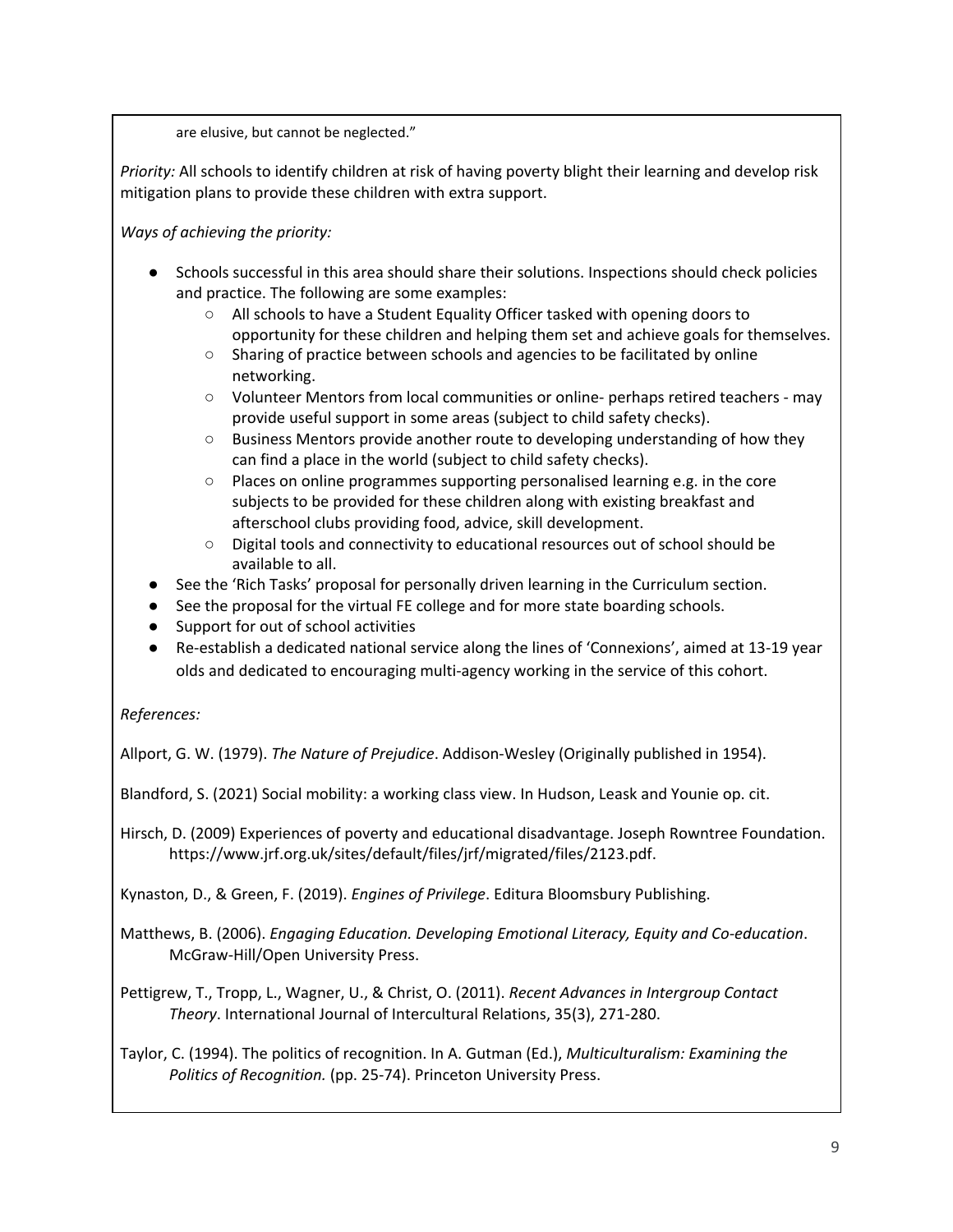are elusive, but cannot be neglected."

*Priority:* All schools to identify children at risk of having poverty blight their learning and develop risk mitigation plans to provide these children with extra support.

*Ways of achieving the priority:*

- Schools successful in this area should share their solutions. Inspections should check policies and practice. The following are some examples:
    - All schools to have a Student Equality Officer tasked with opening doors to opportunity for these children and helping them set and achieve goals for themselves.
    - Sharing of practice between schools and agencies to be facilitated by online networking.
    - Volunteer Mentors from local communities or online- perhaps retired teachers - may provide useful support in some areas (subject to child safety checks).
    - Business Mentors provide another route to developing understanding of how they can find a place in the world (subject to child safety checks).
    - Places on online programmes supporting personalised learning e.g. in the core subjects to be provided for these children along with existing breakfast and afterschool clubs providing food, advice, skill development.
    - Digital tools and connectivity to educational resources out of school should be available to all.
- See the 'Rich Tasks' proposal for personally driven learning in the Curriculum section.
- See the proposal for the virtual FE college and for more state boarding schools.
- Support for out of school activities
- Re-establish a dedicated national service along the lines of 'Connexions', aimed at 13-19 year olds and dedicated to encouraging multi-agency working in the service of this cohort.

*References:*

Allport, G. W. (1979). *The Nature of Prejudice*. Addison-Wesley (Originally published in 1954).

Blandford, S. (2021) Social mobility: a working class view. In Hudson, Leask and Younie op. cit.

Hirsch, D. (2009) Experiences of poverty and educational disadvantage. Joseph Rowntree Foundation. https://www.jrf.org.uk/sites/default/files/jrf/migrated/files/2123.pdf.

Kynaston, D., & Green, F. (2019). *Engines of Privilege*. Editura Bloomsbury Publishing.

Matthews, B. (2006). *Engaging Education. Developing Emotional Literacy, Equity and Co-education*. McGraw-Hill/Open University Press.

Pettigrew, T., Tropp, L., Wagner, U., & Christ, O. (2011). *Recent Advances in Intergroup Contact Theory*. International Journal of Intercultural Relations, 35(3), 271-280.

Taylor, C. (1994). The politics of recognition. In A. Gutman (Ed.), *Multiculturalism: Examining the Politics of Recognition.* (pp. 25-74). Princeton University Press.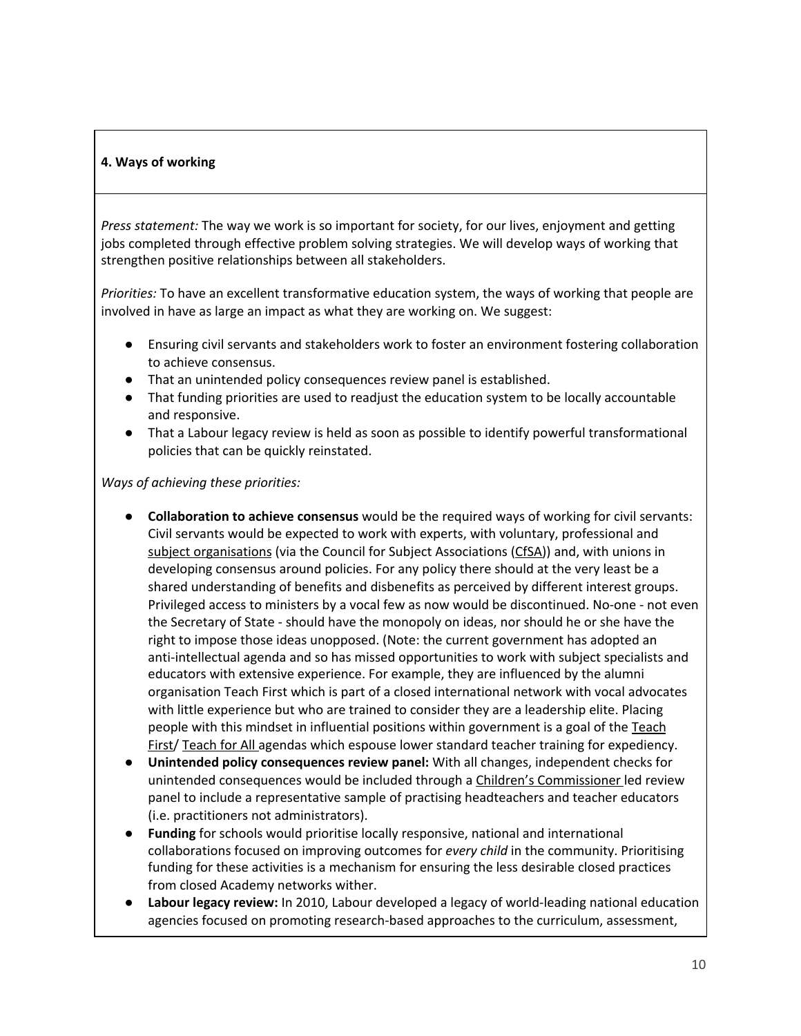**4. Ways of working**

*Press statement:* The way we work is so important for society, for our lives, enjoyment and getting jobs completed through effective problem solving strategies. We will develop ways of working that strengthen positive relationships between all stakeholders.

*Priorities:* To have an excellent transformative education system, the ways of working that people are involved in have as large an impact as what they are working on. We suggest:

- Ensuring civil servants and stakeholders work to foster an environment fostering collaboration to achieve consensus.
- That an unintended policy consequences review panel is established.
- That funding priorities are used to readjust the education system to be locally accountable and responsive.
- That a Labour legacy review is held as soon as possible to identify powerful transformational policies that can be quickly reinstated.

*Ways of achieving these priorities:*

- **Collaboration to achieve consensus** would be the required ways of working for civil servants: Civil servants would be expected to work with experts, with voluntary, professional and subject organisations (via the Council for Subject Associations (CfSA)) and, with unions in developing consensus around policies. For any policy there should at the very least be a shared understanding of benefits and disbenefits as perceived by different interest groups. Privileged access to ministers by a vocal few as now would be discontinued. No-one - not even the Secretary of State - should have the monopoly on ideas, nor should he or she have the right to impose those ideas unopposed. (Note: the current government has adopted an anti-intellectual agenda and so has missed opportunities to work with subject specialists and educators with extensive experience. For example, they are influenced by the alumni organisation Teach First which is part of a closed international network with vocal advocates with little experience but who are trained to consider they are a leadership elite. Placing people with this mindset in influential positions within government is a goal of the Teach First/ Teach for All agendas which espouse lower standard teacher training for expediency.
- **Unintended policy consequences review panel:** With all changes, independent checks for unintended consequences would be included through a Children's Commissioner led review panel to include a representative sample of practising headteachers and teacher educators (i.e. practitioners not administrators).
- **Funding** for schools would prioritise locally responsive, national and international collaborations focused on improving outcomes for *every child* in the community. Prioritising funding for these activities is a mechanism for ensuring the less desirable closed practices from closed Academy networks wither.
- **Labour legacy review:** In 2010, Labour developed a legacy of world-leading national education agencies focused on promoting research-based approaches to the curriculum, assessment,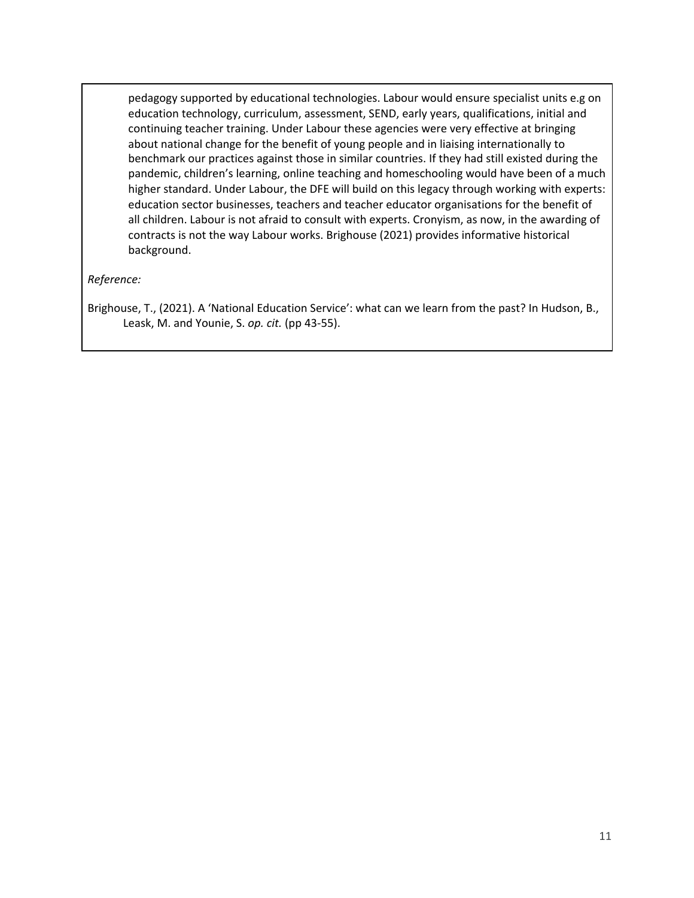pedagogy supported by educational technologies. Labour would ensure specialist units e.g on education technology, curriculum, assessment, SEND, early years, qualifications, initial and continuing teacher training. Under Labour these agencies were very effective at bringing about national change for the benefit of young people and in liaising internationally to benchmark our practices against those in similar countries. If they had still existed during the pandemic, children's learning, online teaching and homeschooling would have been of a much higher standard. Under Labour, the DFE will build on this legacy through working with experts: education sector businesses, teachers and teacher educator organisations for the benefit of all children. Labour is not afraid to consult with experts. Cronyism, as now, in the awarding of contracts is not the way Labour works. Brighouse (2021) provides informative historical background.

*Reference:*

Brighouse, T., (2021). A 'National Education Service': what can we learn from the past? In Hudson, B., Leask, M. and Younie, S. *op. cit.* (pp 43-55).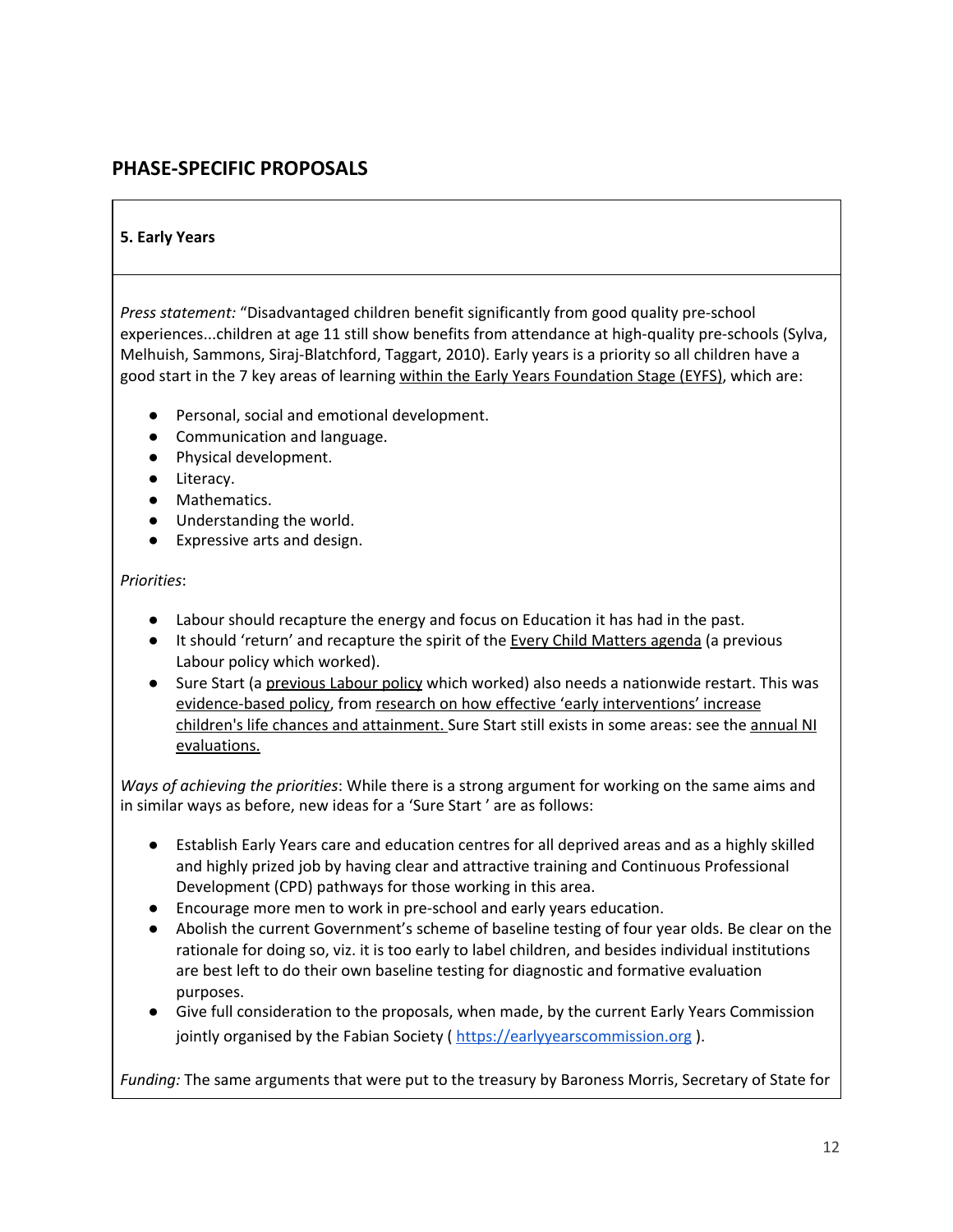## PHASE-SPECIFIC PROPOSALS

### 5. Early Years

*Press statement:* "Disadvantaged children benefit significantly from good quality pre-school experiences...children at age 11 still show benefits from attendance at high-quality pre-schools (Sylva, Melhuish, Sammons, Siraj-Blatchford, Taggart, 2010). Early years is a priority so all children have a good start in the 7 key areas of learning within the Early Years Foundation Stage (EYFS), which are:

- Personal, social and emotional development.
- Communication and language.
- Physical development.
- Literacy.
- Mathematics.
- Understanding the world.
- Expressive arts and design.

*Priorities*:

- Labour should recapture the energy and focus on Education it has had in the past.
- It should 'return' and recapture the spirit of the Every Child Matters agenda (a previous Labour policy which worked).
- Sure Start (a previous Labour policy which worked) also needs a nationwide restart. This was evidence-based policy, from research on how effective 'early interventions' increase children's life chances and attainment. Sure Start still exists in some areas: see the annual NI evaluations.

*Ways of achieving the priorities*: While there is a strong argument for working on the same aims and in similar ways as before, new ideas for a 'Sure Start ' are as follows:

- Establish Early Years care and education centres for all deprived areas and as a highly skilled and highly prized job by having clear and attractive training and Continuous Professional Development (CPD) pathways for those working in this area.
- Encourage more men to work in pre-school and early years education.
- Abolish the current Government's scheme of baseline testing of four year olds. Be clear on the rationale for doing so, viz. it is too early to label children, and besides individual institutions are best left to do their own baseline testing for diagnostic and formative evaluation purposes.
- Give full consideration to the proposals, when made, by the current Early Years Commission jointly organised by the Fabian Society ( https://earlyyearscommission.org ).

*Funding:* The same arguments that were put to the treasury by Baroness Morris, Secretary of State for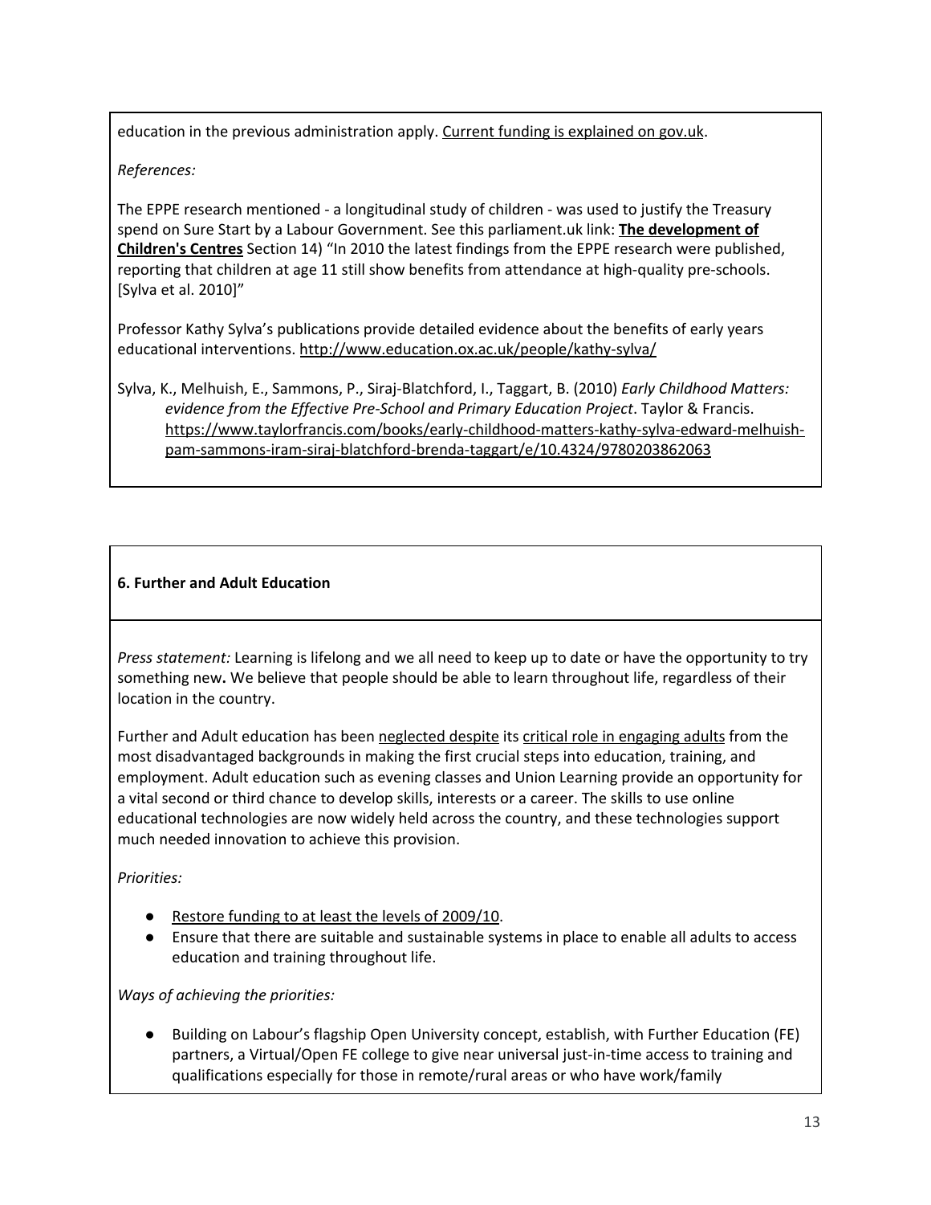education in the previous administration apply. Current funding is explained on gov.uk.

*References:*

The EPPE research mentioned - a longitudinal study of children - was used to justify the Treasury spend on Sure Start by a Labour Government. See this parliament.uk link: **The development of Children's Centres** Section 14) "In 2010 the latest findings from the EPPE research were published, reporting that children at age 11 still show benefits from attendance at high-quality pre-schools. [Sylva et al. 2010]"

Professor Kathy Sylva's publications provide detailed evidence about the benefits of early years educational interventions. http://www.education.ox.ac.uk/people/kathy-sylva/

Sylva, K., Melhuish, E., Sammons, P., Siraj-Blatchford, I., Taggart, B. (2010) *Early Childhood Matters: evidence from the Effective Pre-School and Primary Education Project*. Taylor & Francis. https://www.taylorfrancis.com/books/early-childhood-matters-kathy-sylva-edward-melhuish-pam-sammons-iram-siraj-blatchford-brenda-taggart/e/10.4324/9780203862063

**6. Further and Adult Education**

*Press statement:* Learning is lifelong and we all need to keep up to date or have the opportunity to try something new**.** We believe that people should be able to learn throughout life, regardless of their location in the country.

Further and Adult education has been neglected despite its critical role in engaging adults from the most disadvantaged backgrounds in making the first crucial steps into education, training, and employment. Adult education such as evening classes and Union Learning provide an opportunity for a vital second or third chance to develop skills, interests or a career. The skills to use online educational technologies are now widely held across the country, and these technologies support much needed innovation to achieve this provision.

*Priorities:*

- Restore funding to at least the levels of 2009/10.
- Ensure that there are suitable and sustainable systems in place to enable all adults to access education and training throughout life.

*Ways of achieving the priorities:*

- Building on Labour's flagship Open University concept, establish, with Further Education (FE) partners, a Virtual/Open FE college to give near universal just-in-time access to training and qualifications especially for those in remote/rural areas or who have work/family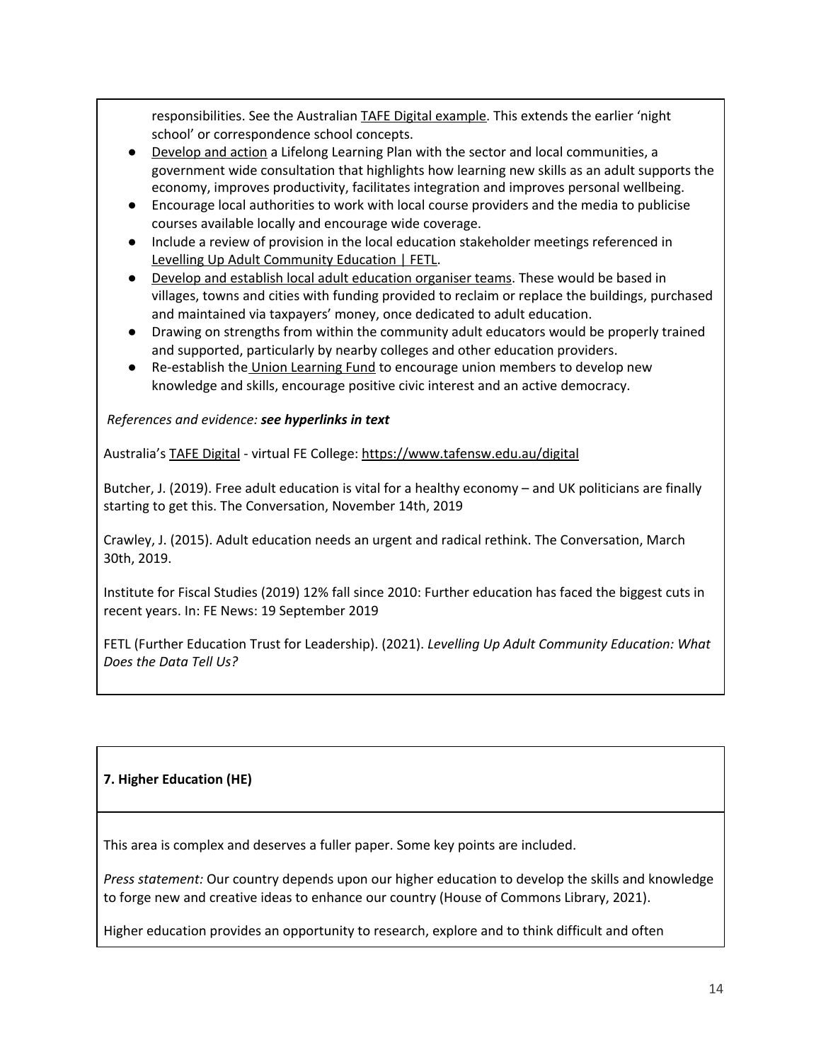responsibilities. See the Australian TAFE Digital example. This extends the earlier 'night school' or correspondence school concepts.

- Develop and action a Lifelong Learning Plan with the sector and local communities, a government wide consultation that highlights how learning new skills as an adult supports the economy, improves productivity, facilitates integration and improves personal wellbeing.
- Encourage local authorities to work with local course providers and the media to publicise courses available locally and encourage wide coverage.
- Include a review of provision in the local education stakeholder meetings referenced in Levelling Up Adult Community Education | FETL.
- Develop and establish local adult education organiser teams. These would be based in villages, towns and cities with funding provided to reclaim or replace the buildings, purchased and maintained via taxpayers' money, once dedicated to adult education.
- Drawing on strengths from within the community adult educators would be properly trained and supported, particularly by nearby colleges and other education providers.
- Re-establish the Union Learning Fund to encourage union members to develop new knowledge and skills, encourage positive civic interest and an active democracy.

*References and evidence:* ***see hyperlinks in text***

Australia's TAFE Digital - virtual FE College: https://www.tafensw.edu.au/digital

Butcher, J. (2019). Free adult education is vital for a healthy economy – and UK politicians are finally starting to get this. The Conversation, November 14th, 2019

Crawley, J. (2015). Adult education needs an urgent and radical rethink. The Conversation, March 30th, 2019.

Institute for Fiscal Studies (2019) 12% fall since 2010: Further education has faced the biggest cuts in recent years. In: FE News: 19 September 2019

FETL (Further Education Trust for Leadership). (2021). *Levelling Up Adult Community Education: What Does the Data Tell Us?*

## 7. Higher Education (HE)

This area is complex and deserves a fuller paper. Some key points are included.

*Press statement:* Our country depends upon our higher education to develop the skills and knowledge to forge new and creative ideas to enhance our country (House of Commons Library, 2021).

Higher education provides an opportunity to research, explore and to think difficult and often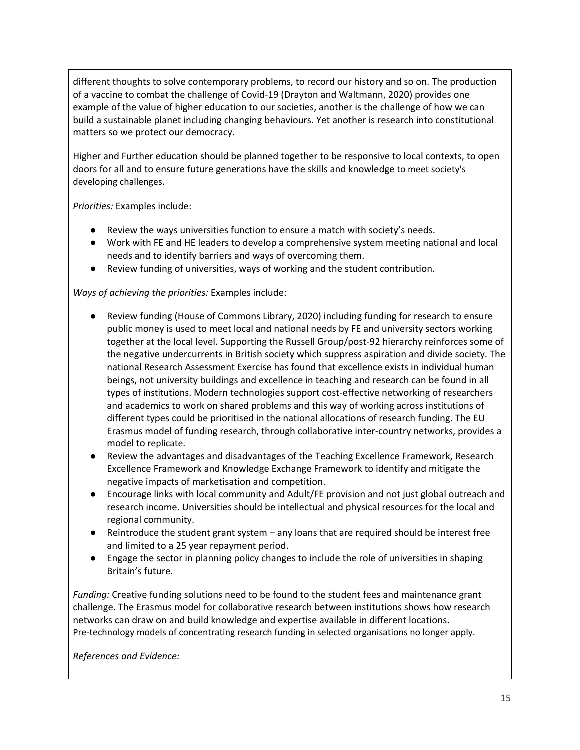different thoughts to solve contemporary problems, to record our history and so on. The production of a vaccine to combat the challenge of Covid-19 (Drayton and Waltmann, 2020) provides one example of the value of higher education to our societies, another is the challenge of how we can build a sustainable planet including changing behaviours. Yet another is research into constitutional matters so we protect our democracy.

Higher and Further education should be planned together to be responsive to local contexts, to open doors for all and to ensure future generations have the skills and knowledge to meet society's developing challenges.

*Priorities:* Examples include:

- Review the ways universities function to ensure a match with society's needs.
- Work with FE and HE leaders to develop a comprehensive system meeting national and local needs and to identify barriers and ways of overcoming them.
- Review funding of universities, ways of working and the student contribution.

*Ways of achieving the priorities:* Examples include:

- Review funding (House of Commons Library, 2020) including funding for research to ensure public money is used to meet local and national needs by FE and university sectors working together at the local level. Supporting the Russell Group/post-92 hierarchy reinforces some of the negative undercurrents in British society which suppress aspiration and divide society. The national Research Assessment Exercise has found that excellence exists in individual human beings, not university buildings and excellence in teaching and research can be found in all types of institutions. Modern technologies support cost-effective networking of researchers and academics to work on shared problems and this way of working across institutions of different types could be prioritised in the national allocations of research funding. The EU Erasmus model of funding research, through collaborative inter-country networks, provides a model to replicate.
- Review the advantages and disadvantages of the Teaching Excellence Framework, Research Excellence Framework and Knowledge Exchange Framework to identify and mitigate the negative impacts of marketisation and competition.
- Encourage links with local community and Adult/FE provision and not just global outreach and research income. Universities should be intellectual and physical resources for the local and regional community.
- Reintroduce the student grant system – any loans that are required should be interest free and limited to a 25 year repayment period.
- Engage the sector in planning policy changes to include the role of universities in shaping Britain's future.

*Funding:* Creative funding solutions need to be found to the student fees and maintenance grant challenge. The Erasmus model for collaborative research between institutions shows how research networks can draw on and build knowledge and expertise available in different locations. Pre-technology models of concentrating research funding in selected organisations no longer apply.

*References and Evidence:*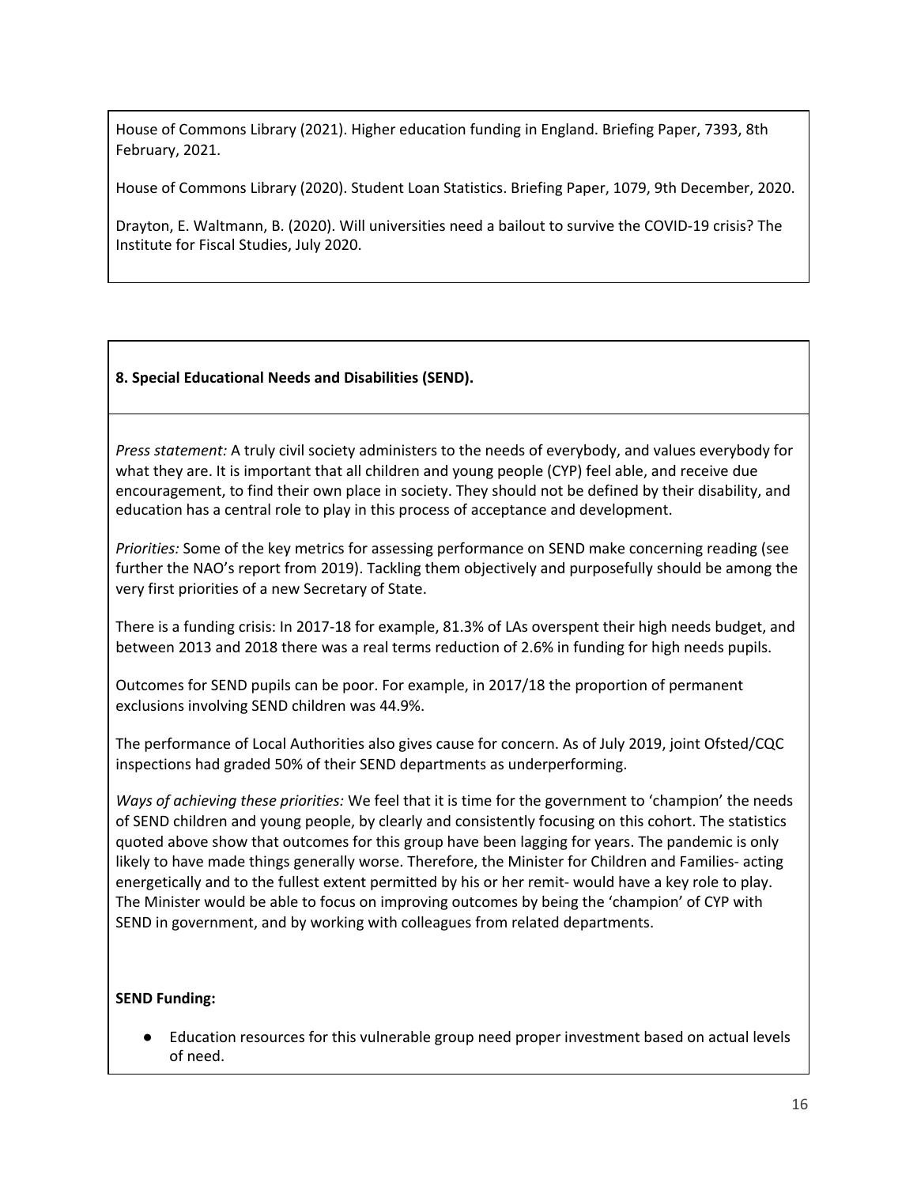House of Commons Library (2021). Higher education funding in England. Briefing Paper, 7393, 8th February, 2021.

House of Commons Library (2020). Student Loan Statistics. Briefing Paper, 1079, 9th December, 2020.

Drayton, E. Waltmann, B. (2020). Will universities need a bailout to survive the COVID-19 crisis? The Institute for Fiscal Studies, July 2020.

## 8. Special Educational Needs and Disabilities (SEND).

*Press statement:* A truly civil society administers to the needs of everybody, and values everybody for what they are. It is important that all children and young people (CYP) feel able, and receive due encouragement, to find their own place in society. They should not be defined by their disability, and education has a central role to play in this process of acceptance and development.

*Priorities:* Some of the key metrics for assessing performance on SEND make concerning reading (see further the NAO's report from 2019). Tackling them objectively and purposefully should be among the very first priorities of a new Secretary of State.

There is a funding crisis: In 2017-18 for example, 81.3% of LAs overspent their high needs budget, and between 2013 and 2018 there was a real terms reduction of 2.6% in funding for high needs pupils.

Outcomes for SEND pupils can be poor. For example, in 2017/18 the proportion of permanent exclusions involving SEND children was 44.9%.

The performance of Local Authorities also gives cause for concern. As of July 2019, joint Ofsted/CQC inspections had graded 50% of their SEND departments as underperforming.

*Ways of achieving these priorities:* We feel that it is time for the government to 'champion' the needs of SEND children and young people, by clearly and consistently focusing on this cohort. The statistics quoted above show that outcomes for this group have been lagging for years. The pandemic is only likely to have made things generally worse. Therefore, the Minister for Children and Families- acting energetically and to the fullest extent permitted by his or her remit- would have a key role to play. The Minister would be able to focus on improving outcomes by being the 'champion' of CYP with SEND in government, and by working with colleagues from related departments.

**SEND Funding:**

- Education resources for this vulnerable group need proper investment based on actual levels of need.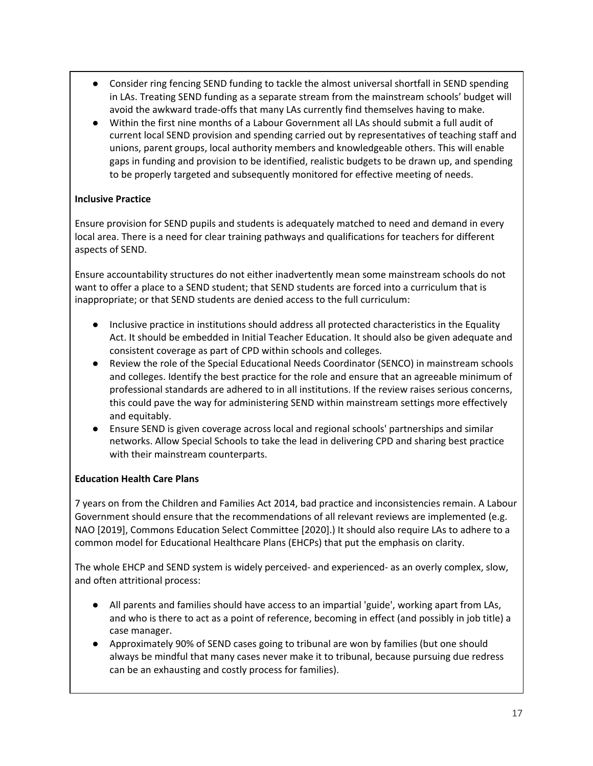- Consider ring fencing SEND funding to tackle the almost universal shortfall in SEND spending in LAs. Treating SEND funding as a separate stream from the mainstream schools' budget will avoid the awkward trade-offs that many LAs currently find themselves having to make.
- Within the first nine months of a Labour Government all LAs should submit a full audit of current local SEND provision and spending carried out by representatives of teaching staff and unions, parent groups, local authority members and knowledgeable others. This will enable gaps in funding and provision to be identified, realistic budgets to be drawn up, and spending to be properly targeted and subsequently monitored for effective meeting of needs.

**Inclusive Practice**

Ensure provision for SEND pupils and students is adequately matched to need and demand in every local area. There is a need for clear training pathways and qualifications for teachers for different aspects of SEND.

Ensure accountability structures do not either inadvertently mean some mainstream schools do not want to offer a place to a SEND student; that SEND students are forced into a curriculum that is inappropriate; or that SEND students are denied access to the full curriculum:

- Inclusive practice in institutions should address all protected characteristics in the Equality Act. It should be embedded in Initial Teacher Education. It should also be given adequate and consistent coverage as part of CPD within schools and colleges.
- Review the role of the Special Educational Needs Coordinator (SENCO) in mainstream schools and colleges. Identify the best practice for the role and ensure that an agreeable minimum of professional standards are adhered to in all institutions. If the review raises serious concerns, this could pave the way for administering SEND within mainstream settings more effectively and equitably.
- Ensure SEND is given coverage across local and regional schools' partnerships and similar networks. Allow Special Schools to take the lead in delivering CPD and sharing best practice with their mainstream counterparts.

**Education Health Care Plans**

7 years on from the Children and Families Act 2014, bad practice and inconsistencies remain. A Labour Government should ensure that the recommendations of all relevant reviews are implemented (e.g. NAO [2019], Commons Education Select Committee [2020].) It should also require LAs to adhere to a common model for Educational Healthcare Plans (EHCPs) that put the emphasis on clarity.

The whole EHCP and SEND system is widely perceived- and experienced- as an overly complex, slow, and often attritional process:

- All parents and families should have access to an impartial 'guide', working apart from LAs, and who is there to act as a point of reference, becoming in effect (and possibly in job title) a case manager.
- Approximately 90% of SEND cases going to tribunal are won by families (but one should always be mindful that many cases never make it to tribunal, because pursuing due redress can be an exhausting and costly process for families).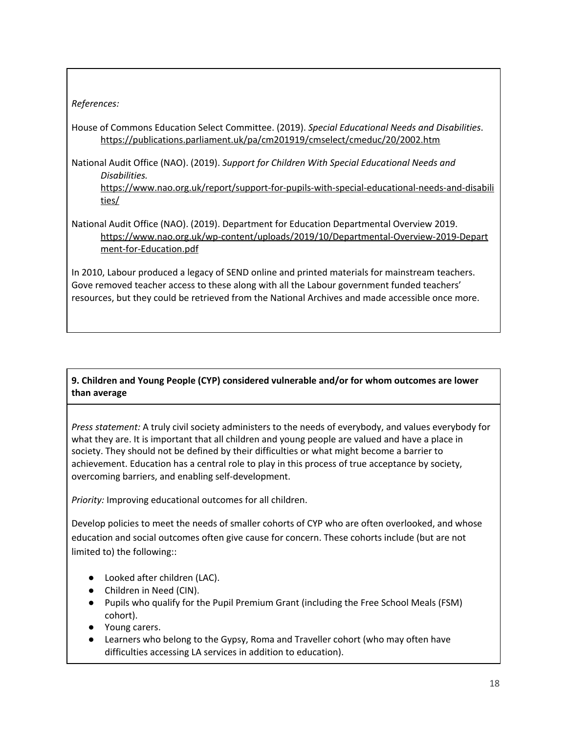*References:*

House of Commons Education Select Committee. (2019). *Special Educational Needs and Disabilities*. https://publications.parliament.uk/pa/cm201919/cmselect/cmeduc/20/2002.htm

National Audit Office (NAO). (2019). *Support for Children With Special Educational Needs and Disabilities.* https://www.nao.org.uk/report/support-for-pupils-with-special-educational-needs-and-disabilities/

National Audit Office (NAO). (2019). Department for Education Departmental Overview 2019. https://www.nao.org.uk/wp-content/uploads/2019/10/Departmental-Overview-2019-Department-for-Education.pdf

In 2010, Labour produced a legacy of SEND online and printed materials for mainstream teachers. Gove removed teacher access to these along with all the Labour government funded teachers' resources, but they could be retrieved from the National Archives and made accessible once more.

**9. Children and Young People (CYP) considered vulnerable and/or for whom outcomes are lower than average**

*Press statement:* A truly civil society administers to the needs of everybody, and values everybody for what they are. It is important that all children and young people are valued and have a place in society. They should not be defined by their difficulties or what might become a barrier to achievement. Education has a central role to play in this process of true acceptance by society, overcoming barriers, and enabling self-development.

*Priority:* Improving educational outcomes for all children.

Develop policies to meet the needs of smaller cohorts of CYP who are often overlooked, and whose education and social outcomes often give cause for concern. These cohorts include (but are not limited to) the following::

- Looked after children (LAC).
- Children in Need (CIN).
- Pupils who qualify for the Pupil Premium Grant (including the Free School Meals (FSM) cohort).
- Young carers.
- Learners who belong to the Gypsy, Roma and Traveller cohort (who may often have difficulties accessing LA services in addition to education).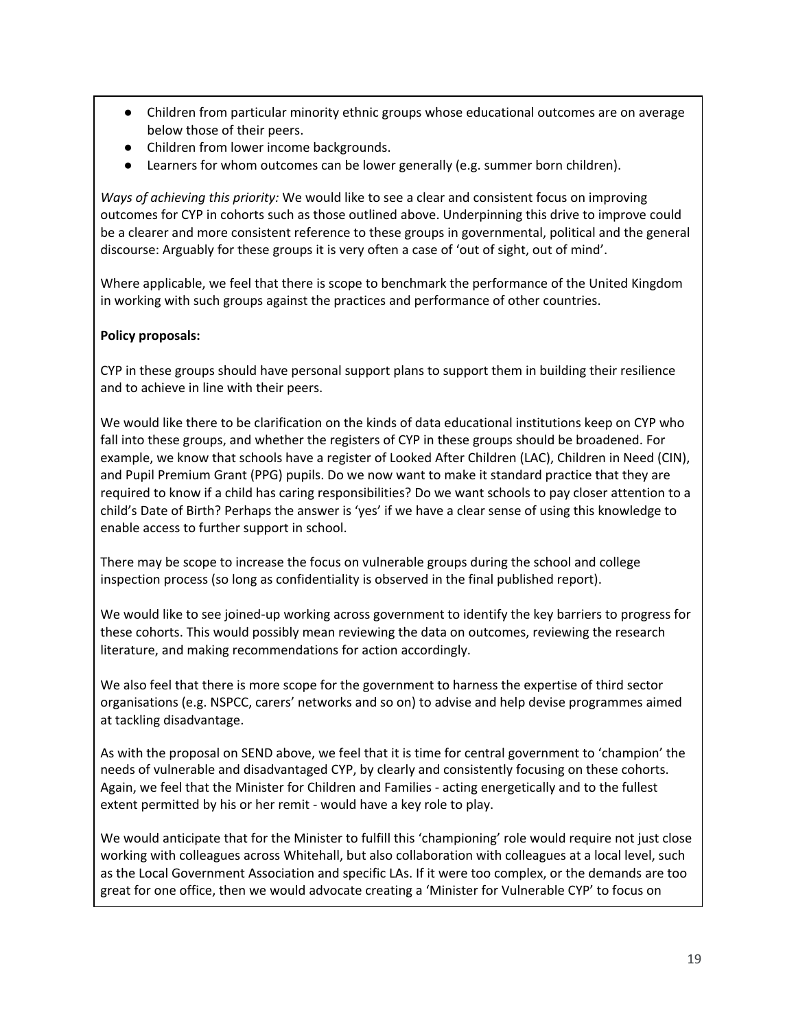- Children from particular minority ethnic groups whose educational outcomes are on average below those of their peers.
- Children from lower income backgrounds.
- Learners for whom outcomes can be lower generally (e.g. summer born children).

*Ways of achieving this priority:* We would like to see a clear and consistent focus on improving outcomes for CYP in cohorts such as those outlined above. Underpinning this drive to improve could be a clearer and more consistent reference to these groups in governmental, political and the general discourse: Arguably for these groups it is very often a case of 'out of sight, out of mind'.

Where applicable, we feel that there is scope to benchmark the performance of the United Kingdom in working with such groups against the practices and performance of other countries.

**Policy proposals:**

CYP in these groups should have personal support plans to support them in building their resilience and to achieve in line with their peers.

We would like there to be clarification on the kinds of data educational institutions keep on CYP who fall into these groups, and whether the registers of CYP in these groups should be broadened. For example, we know that schools have a register of Looked After Children (LAC), Children in Need (CIN), and Pupil Premium Grant (PPG) pupils. Do we now want to make it standard practice that they are required to know if a child has caring responsibilities? Do we want schools to pay closer attention to a child's Date of Birth? Perhaps the answer is 'yes' if we have a clear sense of using this knowledge to enable access to further support in school.

There may be scope to increase the focus on vulnerable groups during the school and college inspection process (so long as confidentiality is observed in the final published report).

We would like to see joined-up working across government to identify the key barriers to progress for these cohorts. This would possibly mean reviewing the data on outcomes, reviewing the research literature, and making recommendations for action accordingly.

We also feel that there is more scope for the government to harness the expertise of third sector organisations (e.g. NSPCC, carers' networks and so on) to advise and help devise programmes aimed at tackling disadvantage.

As with the proposal on SEND above, we feel that it is time for central government to 'champion' the needs of vulnerable and disadvantaged CYP, by clearly and consistently focusing on these cohorts. Again, we feel that the Minister for Children and Families - acting energetically and to the fullest extent permitted by his or her remit - would have a key role to play.

We would anticipate that for the Minister to fulfill this 'championing' role would require not just close working with colleagues across Whitehall, but also collaboration with colleagues at a local level, such as the Local Government Association and specific LAs. If it were too complex, or the demands are too great for one office, then we would advocate creating a 'Minister for Vulnerable CYP' to focus on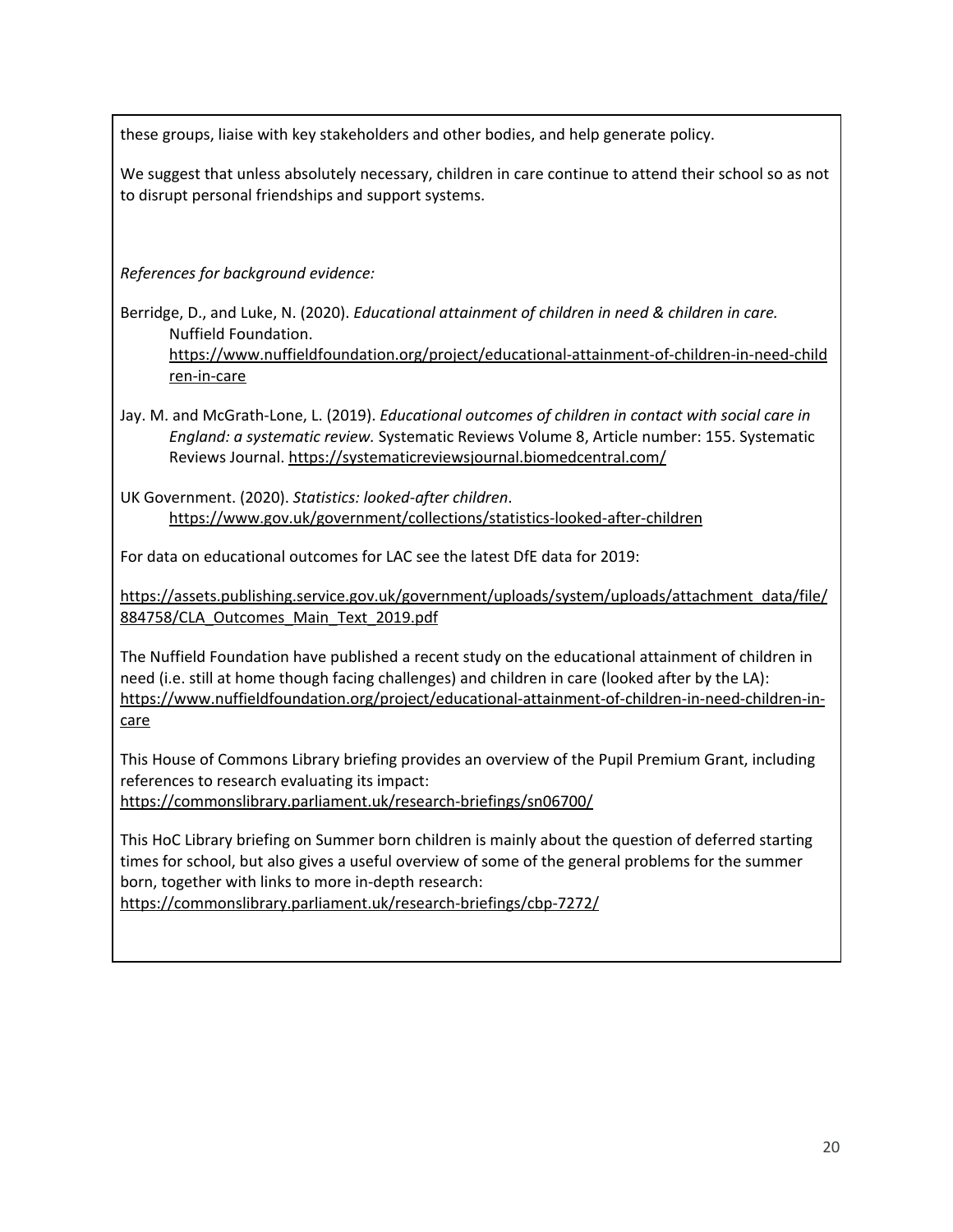these groups, liaise with key stakeholders and other bodies, and help generate policy.

We suggest that unless absolutely necessary, children in care continue to attend their school so as not to disrupt personal friendships and support systems.

*References for background evidence:*

Berridge, D., and Luke, N. (2020). *Educational attainment of children in need & children in care.* Nuffield Foundation. https://www.nuffieldfoundation.org/project/educational-attainment-of-children-in-need-children-in-care

Jay. M. and McGrath-Lone, L. (2019). *Educational outcomes of children in contact with social care in England: a systematic review.* Systematic Reviews Volume 8, Article number: 155. Systematic Reviews Journal. https://systematicreviewsjournal.biomedcentral.com/

UK Government. (2020). *Statistics: looked-after children*. https://www.gov.uk/government/collections/statistics-looked-after-children

For data on educational outcomes for LAC see the latest DfE data for 2019:

https://assets.publishing.service.gov.uk/government/uploads/system/uploads/attachment_data/file/884758/CLA_Outcomes_Main_Text_2019.pdf

The Nuffield Foundation have published a recent study on the educational attainment of children in need (i.e. still at home though facing challenges) and children in care (looked after by the LA): https://www.nuffieldfoundation.org/project/educational-attainment-of-children-in-need-children-in-care

This House of Commons Library briefing provides an overview of the Pupil Premium Grant, including references to research evaluating its impact:
https://commonslibrary.parliament.uk/research-briefings/sn06700/

This HoC Library briefing on Summer born children is mainly about the question of deferred starting times for school, but also gives a useful overview of some of the general problems for the summer born, together with links to more in-depth research:
https://commonslibrary.parliament.uk/research-briefings/cbp-7272/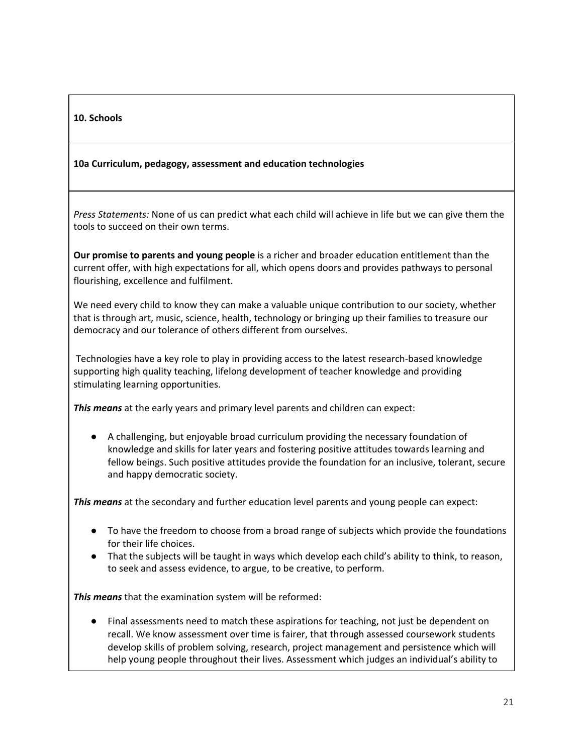**10. Schools**

**10a Curriculum, pedagogy, assessment and education technologies**

*Press Statements:* None of us can predict what each child will achieve in life but we can give them the tools to succeed on their own terms.

**Our promise to parents and young people** is a richer and broader education entitlement than the current offer, with high expectations for all, which opens doors and provides pathways to personal flourishing, excellence and fulfilment.

We need every child to know they can make a valuable unique contribution to our society, whether that is through art, music, science, health, technology or bringing up their families to treasure our democracy and our tolerance of others different from ourselves.

Technologies have a key role to play in providing access to the latest research-based knowledge supporting high quality teaching, lifelong development of teacher knowledge and providing stimulating learning opportunities.

***This means*** at the early years and primary level parents and children can expect:

- A challenging, but enjoyable broad curriculum providing the necessary foundation of knowledge and skills for later years and fostering positive attitudes towards learning and fellow beings. Such positive attitudes provide the foundation for an inclusive, tolerant, secure and happy democratic society.

***This means*** at the secondary and further education level parents and young people can expect:

- To have the freedom to choose from a broad range of subjects which provide the foundations for their life choices.
- That the subjects will be taught in ways which develop each child's ability to think, to reason, to seek and assess evidence, to argue, to be creative, to perform.

***This means*** that the examination system will be reformed:

- Final assessments need to match these aspirations for teaching, not just be dependent on recall. We know assessment over time is fairer, that through assessed coursework students develop skills of problem solving, research, project management and persistence which will help young people throughout their lives. Assessment which judges an individual's ability to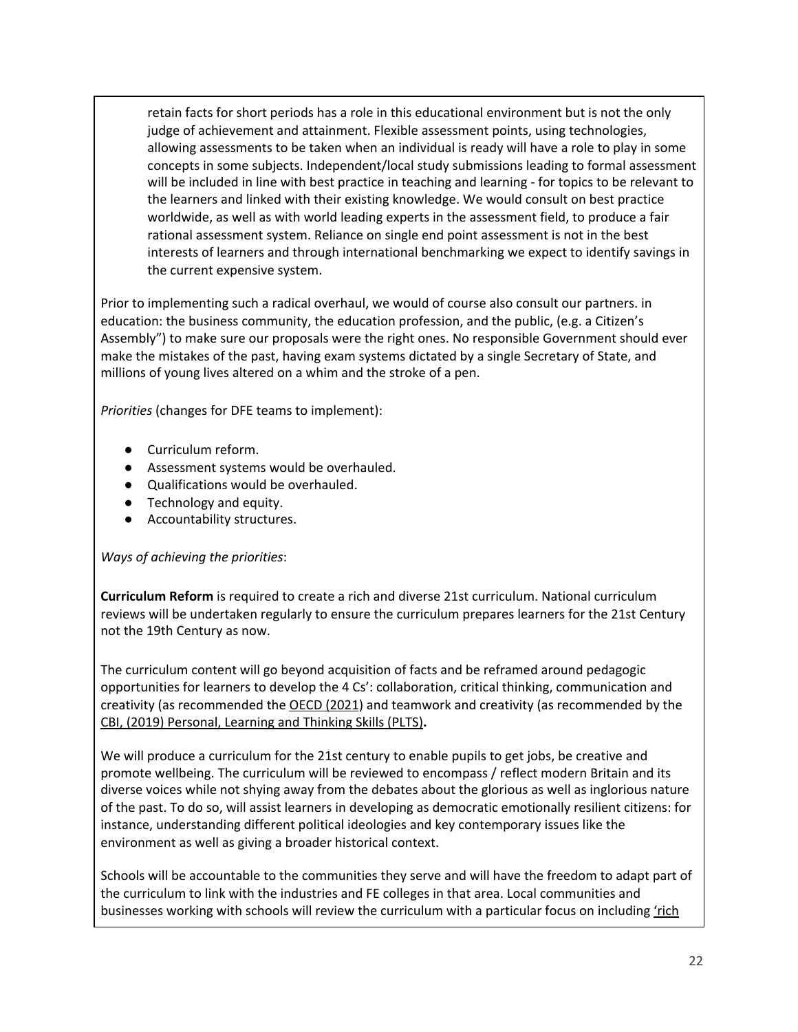retain facts for short periods has a role in this educational environment but is not the only judge of achievement and attainment. Flexible assessment points, using technologies, allowing assessments to be taken when an individual is ready will have a role to play in some concepts in some subjects. Independent/local study submissions leading to formal assessment will be included in line with best practice in teaching and learning - for topics to be relevant to the learners and linked with their existing knowledge. We would consult on best practice worldwide, as well as with world leading experts in the assessment field, to produce a fair rational assessment system. Reliance on single end point assessment is not in the best interests of learners and through international benchmarking we expect to identify savings in the current expensive system.

Prior to implementing such a radical overhaul, we would of course also consult our partners. in education: the business community, the education profession, and the public, (e.g. a Citizen's Assembly") to make sure our proposals were the right ones. No responsible Government should ever make the mistakes of the past, having exam systems dictated by a single Secretary of State, and millions of young lives altered on a whim and the stroke of a pen.

*Priorities* (changes for DFE teams to implement):

- Curriculum reform.
- Assessment systems would be overhauled.
- Qualifications would be overhauled.
- Technology and equity.
- Accountability structures.

*Ways of achieving the priorities*:

**Curriculum Reform** is required to create a rich and diverse 21st curriculum. National curriculum reviews will be undertaken regularly to ensure the curriculum prepares learners for the 21st Century not the 19th Century as now.

The curriculum content will go beyond acquisition of facts and be reframed around pedagogic opportunities for learners to develop the 4 Cs': collaboration, critical thinking, communication and creativity (as recommended the OECD (2021)) and teamwork and creativity (as recommended by the CBI, (2019) Personal, Learning and Thinking Skills (PLTS)**.**

We will produce a curriculum for the 21st century to enable pupils to get jobs, be creative and promote wellbeing. The curriculum will be reviewed to encompass / reflect modern Britain and its diverse voices while not shying away from the debates about the glorious as well as inglorious nature of the past. To do so, will assist learners in developing as democratic emotionally resilient citizens: for instance, understanding different political ideologies and key contemporary issues like the environment as well as giving a broader historical context.

Schools will be accountable to the communities they serve and will have the freedom to adapt part of the curriculum to link with the industries and FE colleges in that area. Local communities and businesses working with schools will review the curriculum with a particular focus on including 'rich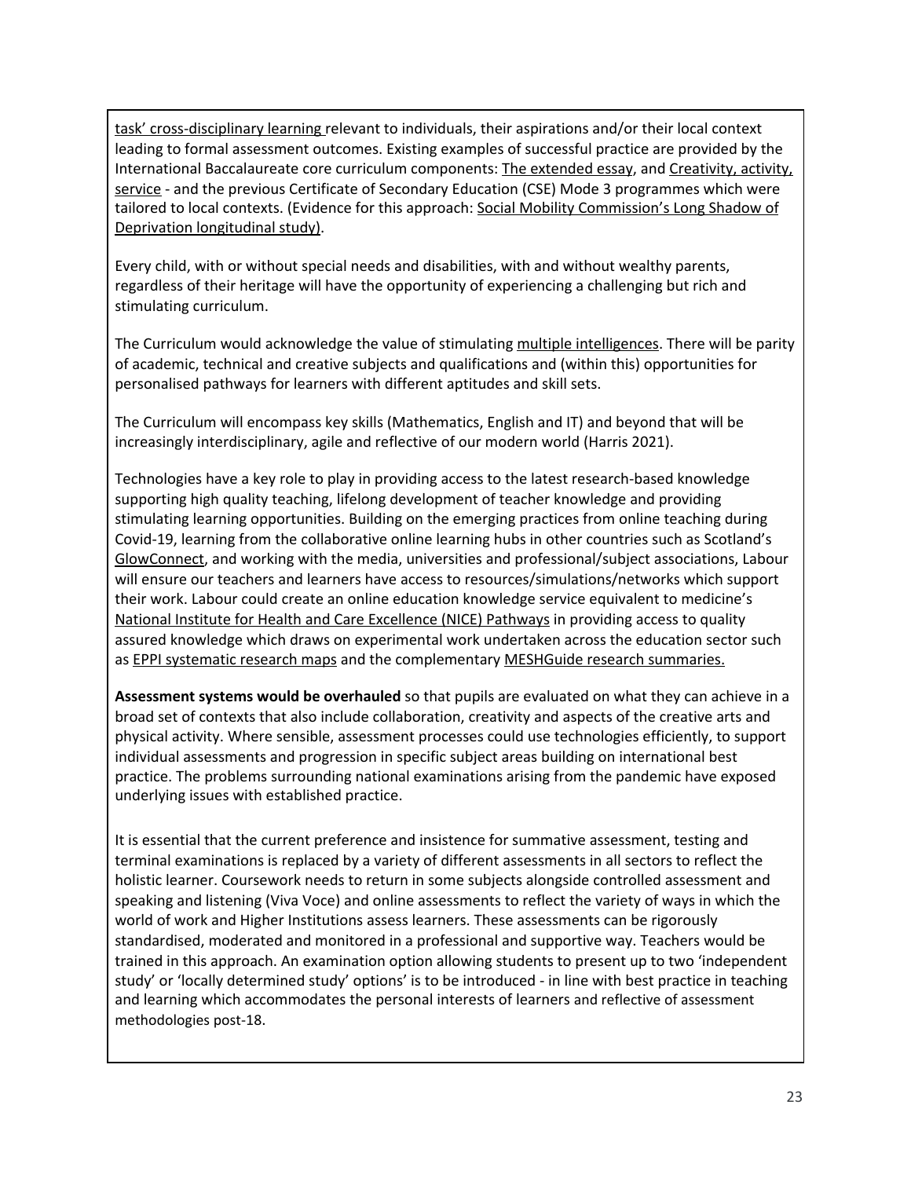task' cross-disciplinary learning relevant to individuals, their aspirations and/or their local context leading to formal assessment outcomes. Existing examples of successful practice are provided by the International Baccalaureate core curriculum components: The extended essay, and Creativity, activity, service - and the previous Certificate of Secondary Education (CSE) Mode 3 programmes which were tailored to local contexts. (Evidence for this approach: Social Mobility Commission's Long Shadow of Deprivation longitudinal study).

Every child, with or without special needs and disabilities, with and without wealthy parents, regardless of their heritage will have the opportunity of experiencing a challenging but rich and stimulating curriculum.

The Curriculum would acknowledge the value of stimulating multiple intelligences. There will be parity of academic, technical and creative subjects and qualifications and (within this) opportunities for personalised pathways for learners with different aptitudes and skill sets.

The Curriculum will encompass key skills (Mathematics, English and IT) and beyond that will be increasingly interdisciplinary, agile and reflective of our modern world (Harris 2021).

Technologies have a key role to play in providing access to the latest research-based knowledge supporting high quality teaching, lifelong development of teacher knowledge and providing stimulating learning opportunities. Building on the emerging practices from online teaching during Covid-19, learning from the collaborative online learning hubs in other countries such as Scotland's GlowConnect, and working with the media, universities and professional/subject associations, Labour will ensure our teachers and learners have access to resources/simulations/networks which support their work. Labour could create an online education knowledge service equivalent to medicine's National Institute for Health and Care Excellence (NICE) Pathways in providing access to quality assured knowledge which draws on experimental work undertaken across the education sector such as EPPI systematic research maps and the complementary MESHGuide research summaries.

**Assessment systems would be overhauled** so that pupils are evaluated on what they can achieve in a broad set of contexts that also include collaboration, creativity and aspects of the creative arts and physical activity. Where sensible, assessment processes could use technologies efficiently, to support individual assessments and progression in specific subject areas building on international best practice. The problems surrounding national examinations arising from the pandemic have exposed underlying issues with established practice.

It is essential that the current preference and insistence for summative assessment, testing and terminal examinations is replaced by a variety of different assessments in all sectors to reflect the holistic learner. Coursework needs to return in some subjects alongside controlled assessment and speaking and listening (Viva Voce) and online assessments to reflect the variety of ways in which the world of work and Higher Institutions assess learners. These assessments can be rigorously standardised, moderated and monitored in a professional and supportive way. Teachers would be trained in this approach. An examination option allowing students to present up to two 'independent study' or 'locally determined study' options' is to be introduced - in line with best practice in teaching and learning which accommodates the personal interests of learners and reflective of assessment methodologies post-18.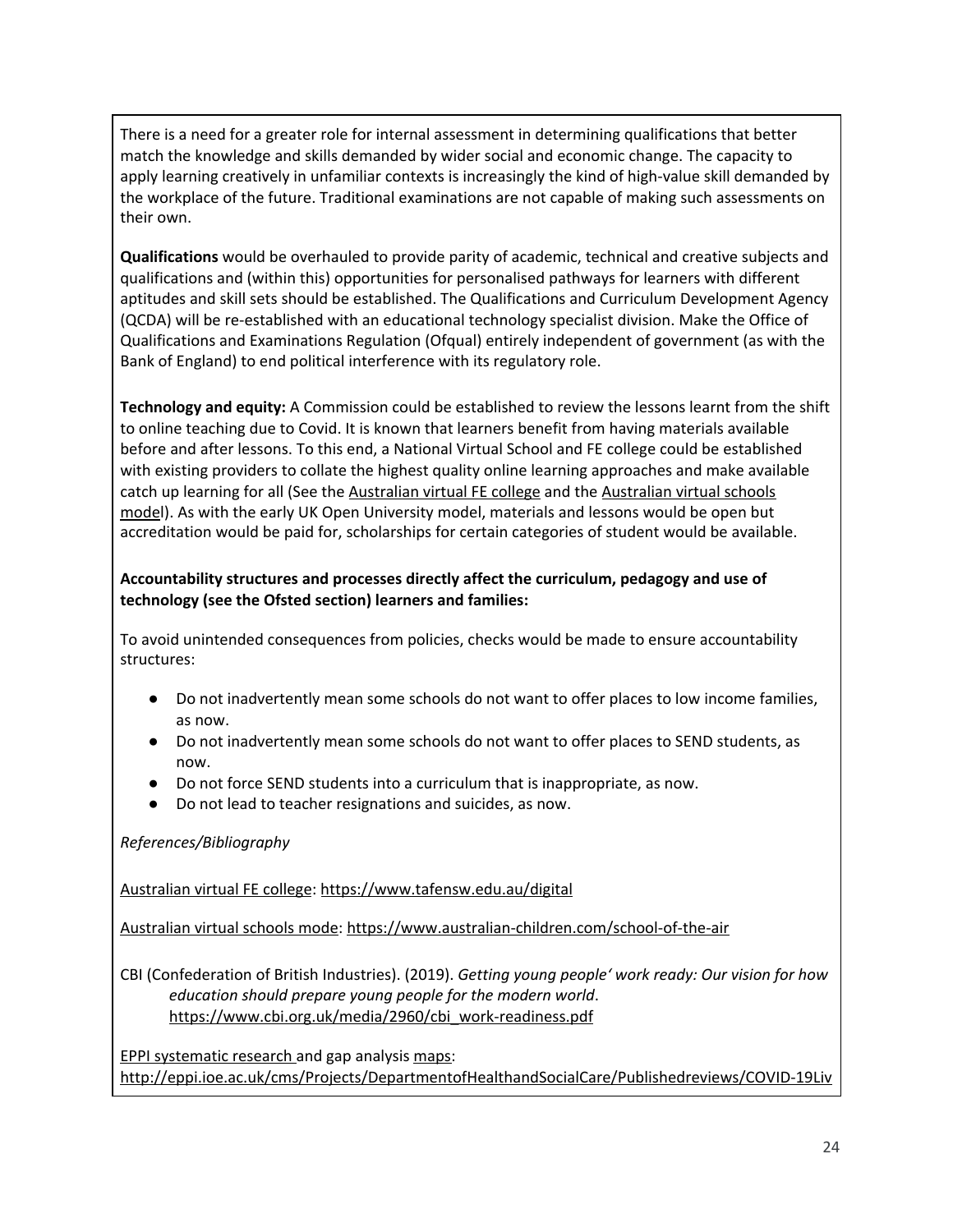There is a need for a greater role for internal assessment in determining qualifications that better match the knowledge and skills demanded by wider social and economic change. The capacity to apply learning creatively in unfamiliar contexts is increasingly the kind of high-value skill demanded by the workplace of the future. Traditional examinations are not capable of making such assessments on their own.

**Qualifications** would be overhauled to provide parity of academic, technical and creative subjects and qualifications and (within this) opportunities for personalised pathways for learners with different aptitudes and skill sets should be established. The Qualifications and Curriculum Development Agency (QCDA) will be re-established with an educational technology specialist division. Make the Office of Qualifications and Examinations Regulation (Ofqual) entirely independent of government (as with the Bank of England) to end political interference with its regulatory role.

**Technology and equity:** A Commission could be established to review the lessons learnt from the shift to online teaching due to Covid. It is known that learners benefit from having materials available before and after lessons. To this end, a National Virtual School and FE college could be established with existing providers to collate the highest quality online learning approaches and make available catch up learning for all (See the Australian virtual FE college and the Australian virtual schools model). As with the early UK Open University model, materials and lessons would be open but accreditation would be paid for, scholarships for certain categories of student would be available.

**Accountability structures and processes directly affect the curriculum, pedagogy and use of technology (see the Ofsted section) learners and families:**

To avoid unintended consequences from policies, checks would be made to ensure accountability structures:

- Do not inadvertently mean some schools do not want to offer places to low income families, as now.
- Do not inadvertently mean some schools do not want to offer places to SEND students, as now.
- Do not force SEND students into a curriculum that is inappropriate, as now.
- Do not lead to teacher resignations and suicides, as now.

*References/Bibliography*

Australian virtual FE college: https://www.tafensw.edu.au/digital

Australian virtual schools mode: https://www.australian-children.com/school-of-the-air

CBI (Confederation of British Industries). (2019). *Getting young people' work ready: Our vision for how education should prepare young people for the modern world*. https://www.cbi.org.uk/media/2960/cbi_work-readiness.pdf

EPPI systematic research and gap analysis maps: http://eppi.ioe.ac.uk/cms/Projects/DepartmentofHealthandSocialCare/Publishedreviews/COVID-19Liv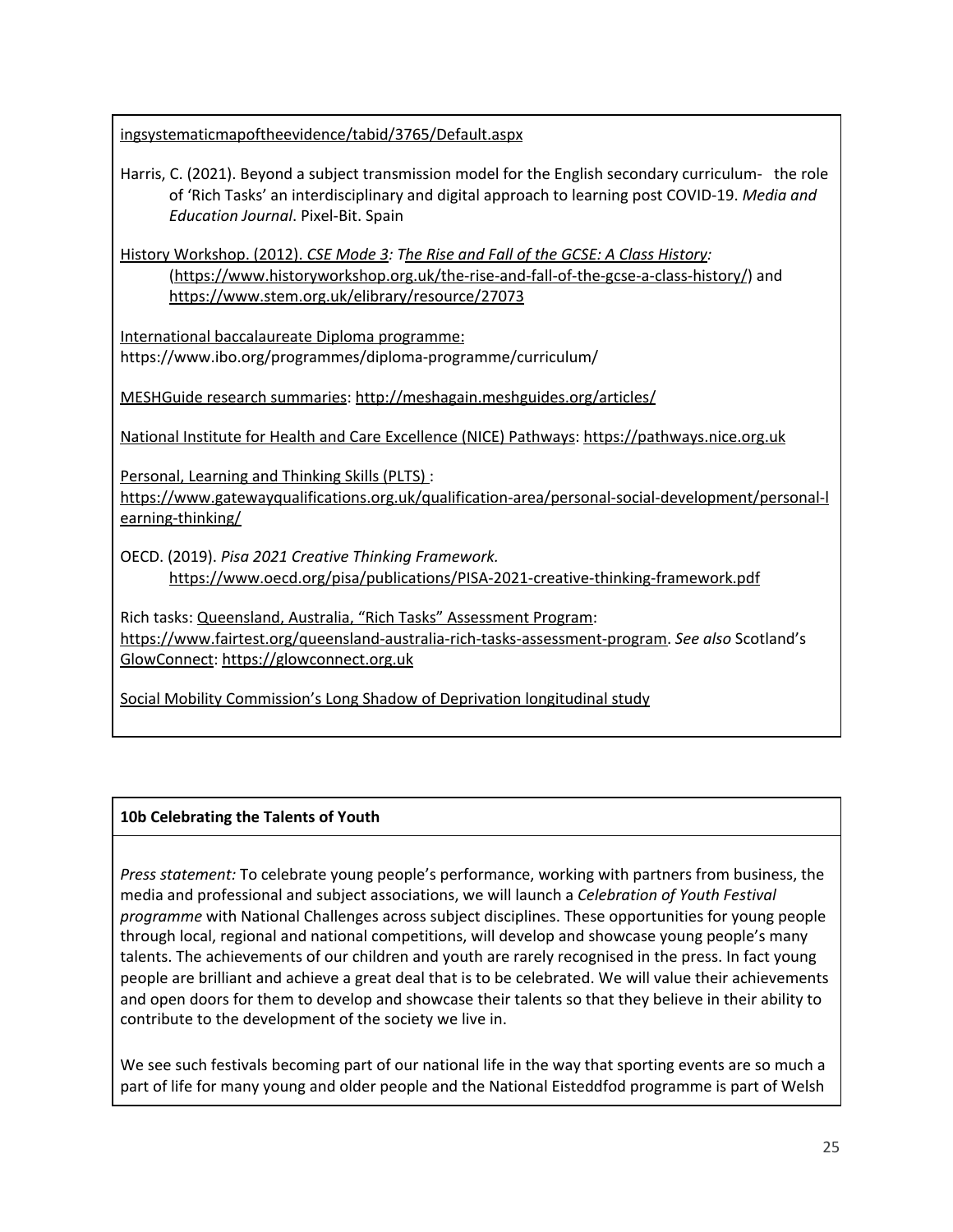ingsystematicmapoftheevidence/tabid/3765/Default.aspx

Harris, C. (2021). Beyond a subject transmission model for the English secondary curriculum- the role of 'Rich Tasks' an interdisciplinary and digital approach to learning post COVID-19. *Media and Education Journal*. Pixel-Bit. Spain

History Workshop. (2012). *CSE Mode 3: The Rise and Fall of the GCSE: A Class History:* (https://www.historyworkshop.org.uk/the-rise-and-fall-of-the-gcse-a-class-history/) and https://www.stem.org.uk/elibrary/resource/27073

International baccalaureate Diploma programme: https://www.ibo.org/programmes/diploma-programme/curriculum/

MESHGuide research summaries: http://meshagain.meshguides.org/articles/

National Institute for Health and Care Excellence (NICE) Pathways: https://pathways.nice.org.uk

Personal, Learning and Thinking Skills (PLTS) : https://www.gatewayqualifications.org.uk/qualification-area/personal-social-development/personal-learning-thinking/

OECD. (2019). *Pisa 2021 Creative Thinking Framework.* https://www.oecd.org/pisa/publications/PISA-2021-creative-thinking-framework.pdf

Rich tasks: Queensland, Australia, "Rich Tasks" Assessment Program: https://www.fairtest.org/queensland-australia-rich-tasks-assessment-program. *See also* Scotland's GlowConnect: https://glowconnect.org.uk

Social Mobility Commission's Long Shadow of Deprivation longitudinal study

**10b Celebrating the Talents of Youth**

*Press statement:* To celebrate young people's performance, working with partners from business, the media and professional and subject associations, we will launch a *Celebration of Youth Festival programme* with National Challenges across subject disciplines. These opportunities for young people through local, regional and national competitions, will develop and showcase young people's many talents. The achievements of our children and youth are rarely recognised in the press. In fact young people are brilliant and achieve a great deal that is to be celebrated. We will value their achievements and open doors for them to develop and showcase their talents so that they believe in their ability to contribute to the development of the society we live in.

We see such festivals becoming part of our national life in the way that sporting events are so much a part of life for many young and older people and the National Eisteddfod programme is part of Welsh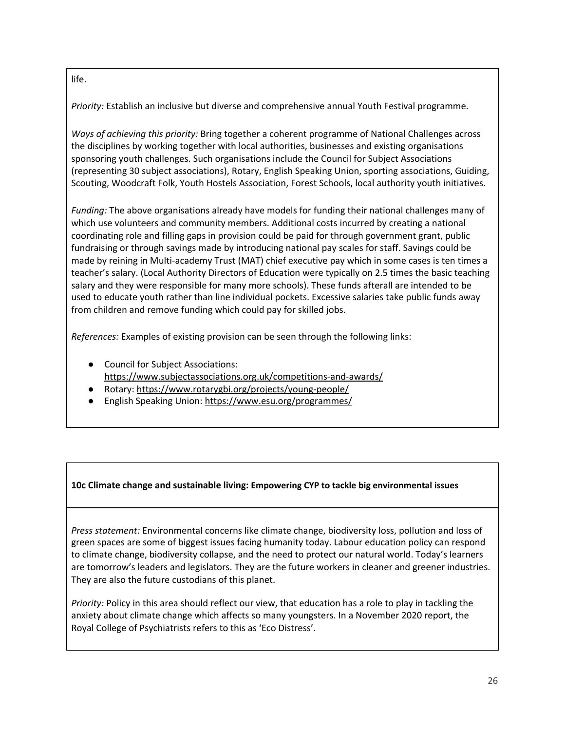life.

*Priority:* Establish an inclusive but diverse and comprehensive annual Youth Festival programme.

*Ways of achieving this priority:* Bring together a coherent programme of National Challenges across the disciplines by working together with local authorities, businesses and existing organisations sponsoring youth challenges. Such organisations include the Council for Subject Associations (representing 30 subject associations), Rotary, English Speaking Union, sporting associations, Guiding, Scouting, Woodcraft Folk, Youth Hostels Association, Forest Schools, local authority youth initiatives.

*Funding:* The above organisations already have models for funding their national challenges many of which use volunteers and community members. Additional costs incurred by creating a national coordinating role and filling gaps in provision could be paid for through government grant, public fundraising or through savings made by introducing national pay scales for staff. Savings could be made by reining in Multi-academy Trust (MAT) chief executive pay which in some cases is ten times a teacher's salary. (Local Authority Directors of Education were typically on 2.5 times the basic teaching salary and they were responsible for many more schools). These funds afterall are intended to be used to educate youth rather than line individual pockets. Excessive salaries take public funds away from children and remove funding which could pay for skilled jobs.

*References:* Examples of existing provision can be seen through the following links:

- Council for Subject Associations: https://www.subjectassociations.org.uk/competitions-and-awards/
- Rotary: https://www.rotarygbi.org/projects/young-people/
- English Speaking Union: https://www.esu.org/programmes/

**10c Climate change and sustainable living: Empowering CYP to tackle big environmental issues**

*Press statement:* Environmental concerns like climate change, biodiversity loss, pollution and loss of green spaces are some of biggest issues facing humanity today. Labour education policy can respond to climate change, biodiversity collapse, and the need to protect our natural world. Today's learners are tomorrow's leaders and legislators. They are the future workers in cleaner and greener industries. They are also the future custodians of this planet.

*Priority:* Policy in this area should reflect our view, that education has a role to play in tackling the anxiety about climate change which affects so many youngsters. In a November 2020 report, the Royal College of Psychiatrists refers to this as 'Eco Distress'.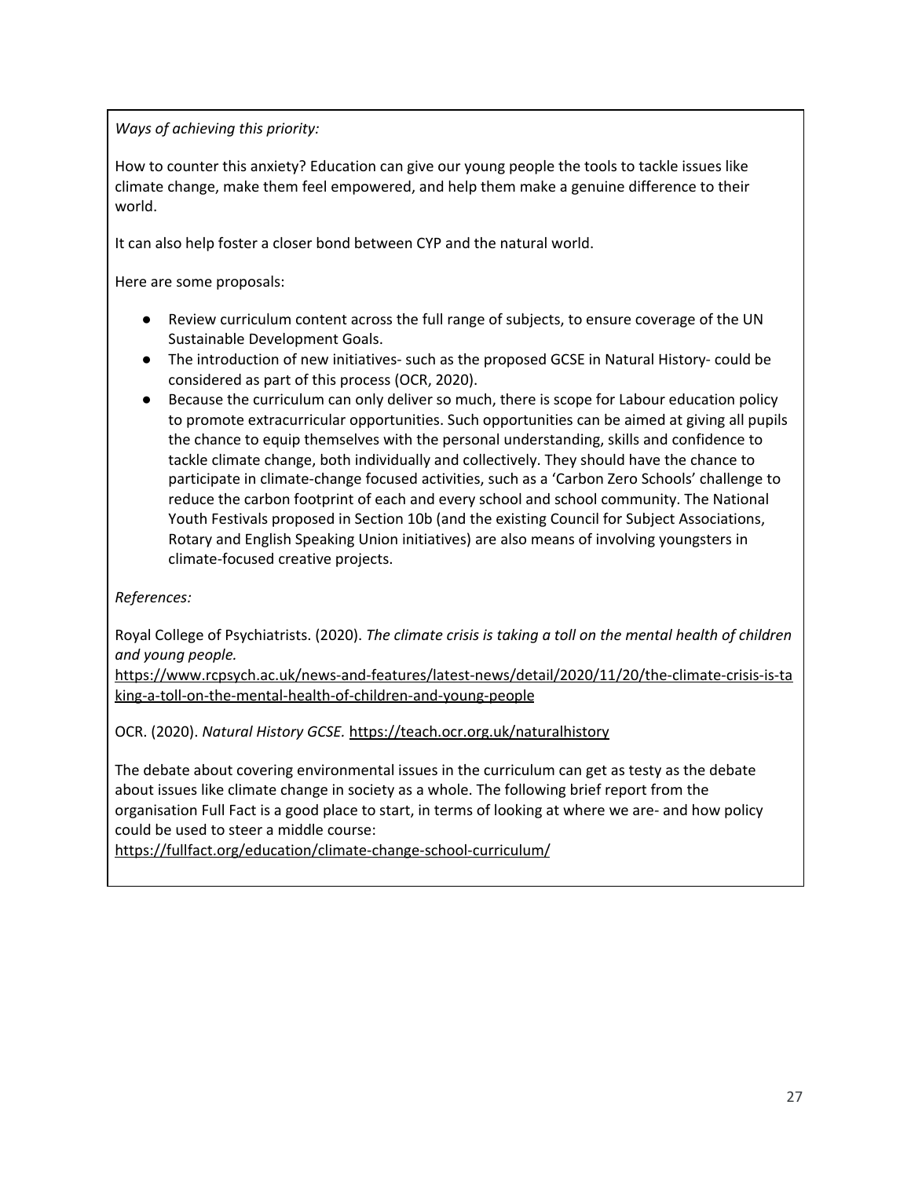*Ways of achieving this priority:*

How to counter this anxiety? Education can give our young people the tools to tackle issues like climate change, make them feel empowered, and help them make a genuine difference to their world.

It can also help foster a closer bond between CYP and the natural world.

Here are some proposals:

- Review curriculum content across the full range of subjects, to ensure coverage of the UN Sustainable Development Goals.
- The introduction of new initiatives- such as the proposed GCSE in Natural History- could be considered as part of this process (OCR, 2020).
- Because the curriculum can only deliver so much, there is scope for Labour education policy to promote extracurricular opportunities. Such opportunities can be aimed at giving all pupils the chance to equip themselves with the personal understanding, skills and confidence to tackle climate change, both individually and collectively. They should have the chance to participate in climate-change focused activities, such as a 'Carbon Zero Schools' challenge to reduce the carbon footprint of each and every school and school community. The National Youth Festivals proposed in Section 10b (and the existing Council for Subject Associations, Rotary and English Speaking Union initiatives) are also means of involving youngsters in climate-focused creative projects.

*References:*

Royal College of Psychiatrists. (2020). *The climate crisis is taking a toll on the mental health of children and young people.* https://www.rcpsych.ac.uk/news-and-features/latest-news/detail/2020/11/20/the-climate-crisis-is-taking-a-toll-on-the-mental-health-of-children-and-young-people

OCR. (2020). *Natural History GCSE.* https://teach.ocr.org.uk/naturalhistory

The debate about covering environmental issues in the curriculum can get as testy as the debate about issues like climate change in society as a whole. The following brief report from the organisation Full Fact is a good place to start, in terms of looking at where we are- and how policy could be used to steer a middle course:
https://fullfact.org/education/climate-change-school-curriculum/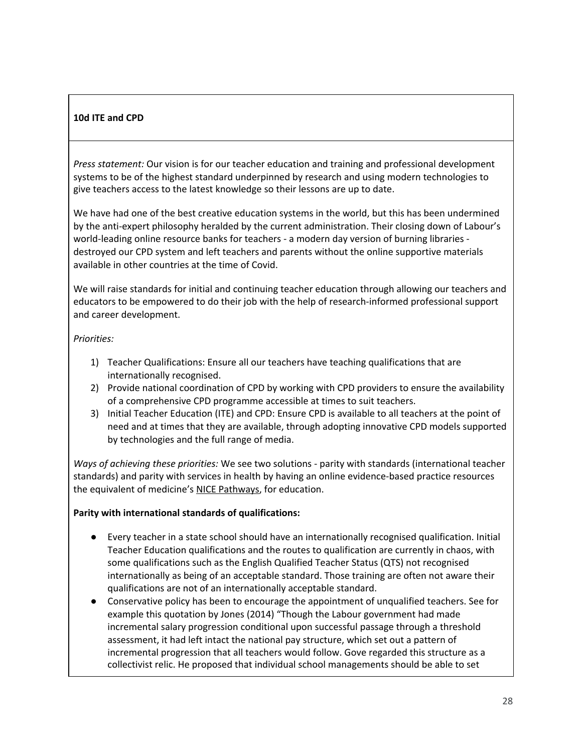**10d ITE and CPD**

*Press statement:* Our vision is for our teacher education and training and professional development systems to be of the highest standard underpinned by research and using modern technologies to give teachers access to the latest knowledge so their lessons are up to date.

We have had one of the best creative education systems in the world, but this has been undermined by the anti-expert philosophy heralded by the current administration. Their closing down of Labour's world-leading online resource banks for teachers - a modern day version of burning libraries - destroyed our CPD system and left teachers and parents without the online supportive materials available in other countries at the time of Covid.

We will raise standards for initial and continuing teacher education through allowing our teachers and educators to be empowered to do their job with the help of research-informed professional support and career development.

*Priorities:*

1) Teacher Qualifications: Ensure all our teachers have teaching qualifications that are internationally recognised.
2) Provide national coordination of CPD by working with CPD providers to ensure the availability of a comprehensive CPD programme accessible at times to suit teachers.
3) Initial Teacher Education (ITE) and CPD: Ensure CPD is available to all teachers at the point of need and at times that they are available, through adopting innovative CPD models supported by technologies and the full range of media.

*Ways of achieving these priorities:* We see two solutions - parity with standards (international teacher standards) and parity with services in health by having an online evidence-based practice resources the equivalent of medicine's NICE Pathways, for education.

**Parity with international standards of qualifications:**

- Every teacher in a state school should have an internationally recognised qualification. Initial Teacher Education qualifications and the routes to qualification are currently in chaos, with some qualifications such as the English Qualified Teacher Status (QTS) not recognised internationally as being of an acceptable standard. Those training are often not aware their qualifications are not of an internationally acceptable standard.
- Conservative policy has been to encourage the appointment of unqualified teachers. See for example this quotation by Jones (2014) "Though the Labour government had made incremental salary progression conditional upon successful passage through a threshold assessment, it had left intact the national pay structure, which set out a pattern of incremental progression that all teachers would follow. Gove regarded this structure as a collectivist relic. He proposed that individual school managements should be able to set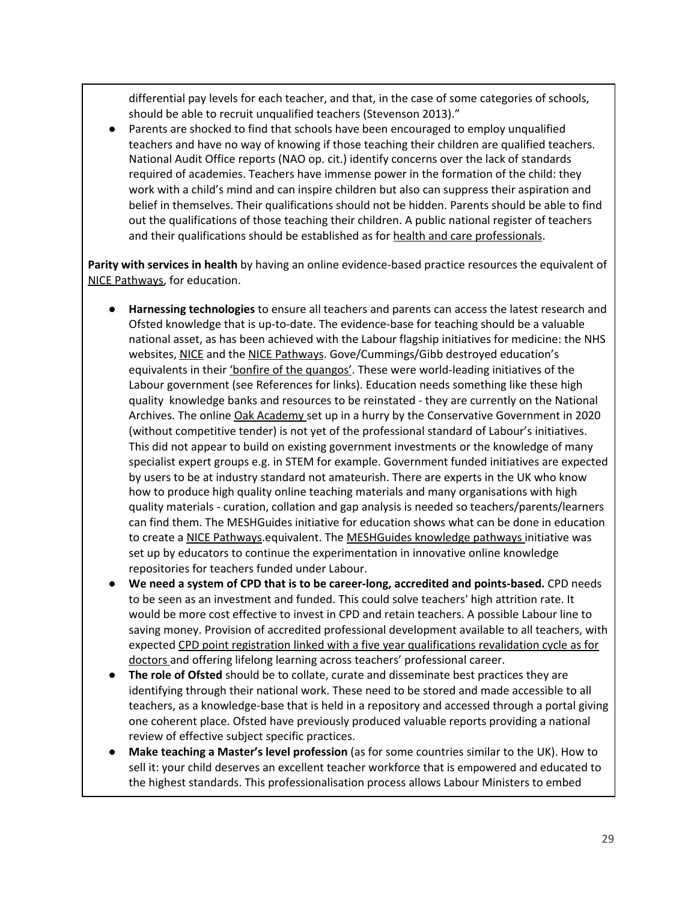differential pay levels for each teacher, and that, in the case of some categories of schools, should be able to recruit unqualified teachers (Stevenson 2013)."

- Parents are shocked to find that schools have been encouraged to employ unqualified teachers and have no way of knowing if those teaching their children are qualified teachers. National Audit Office reports (NAO op. cit.) identify concerns over the lack of standards required of academies. Teachers have immense power in the formation of the child: they work with a child's mind and can inspire children but also can suppress their aspiration and belief in themselves. Their qualifications should not be hidden. Parents should be able to find out the qualifications of those teaching their children. A public national register of teachers and their qualifications should be established as for health and care professionals.

**Parity with services in health** by having an online evidence-based practice resources the equivalent of NICE Pathways, for education.

- **Harnessing technologies** to ensure all teachers and parents can access the latest research and Ofsted knowledge that is up-to-date. The evidence-base for teaching should be a valuable national asset, as has been achieved with the Labour flagship initiatives for medicine: the NHS websites, NICE and the NICE Pathways. Gove/Cummings/Gibb destroyed education's equivalents in their 'bonfire of the quangos'. These were world-leading initiatives of the Labour government (see References for links). Education needs something like these high quality knowledge banks and resources to be reinstated - they are currently on the National Archives. The online Oak Academy set up in a hurry by the Conservative Government in 2020 (without competitive tender) is not yet of the professional standard of Labour's initiatives. This did not appear to build on existing government investments or the knowledge of many specialist expert groups e.g. in STEM for example. Government funded initiatives are expected by users to be at industry standard not amateurish. There are experts in the UK who know how to produce high quality online teaching materials and many organisations with high quality materials - curation, collation and gap analysis is needed so teachers/parents/learners can find them. The MESHGuides initiative for education shows what can be done in education to create a NICE Pathways.equivalent. The MESHGuides knowledge pathways initiative was set up by educators to continue the experimentation in innovative online knowledge repositories for teachers funded under Labour.
- **We need a system of CPD that is to be career-long, accredited and points-based.** CPD needs to be seen as an investment and funded. This could solve teachers' high attrition rate. It would be more cost effective to invest in CPD and retain teachers. A possible Labour line to saving money. Provision of accredited professional development available to all teachers, with expected CPD point registration linked with a five year qualifications revalidation cycle as for doctors and offering lifelong learning across teachers' professional career.
- **The role of Ofsted** should be to collate, curate and disseminate best practices they are identifying through their national work. These need to be stored and made accessible to all teachers, as a knowledge-base that is held in a repository and accessed through a portal giving one coherent place. Ofsted have previously produced valuable reports providing a national review of effective subject specific practices.
- **Make teaching a Master's level profession** (as for some countries similar to the UK). How to sell it: your child deserves an excellent teacher workforce that is empowered and educated to the highest standards. This professionalisation process allows Labour Ministers to embed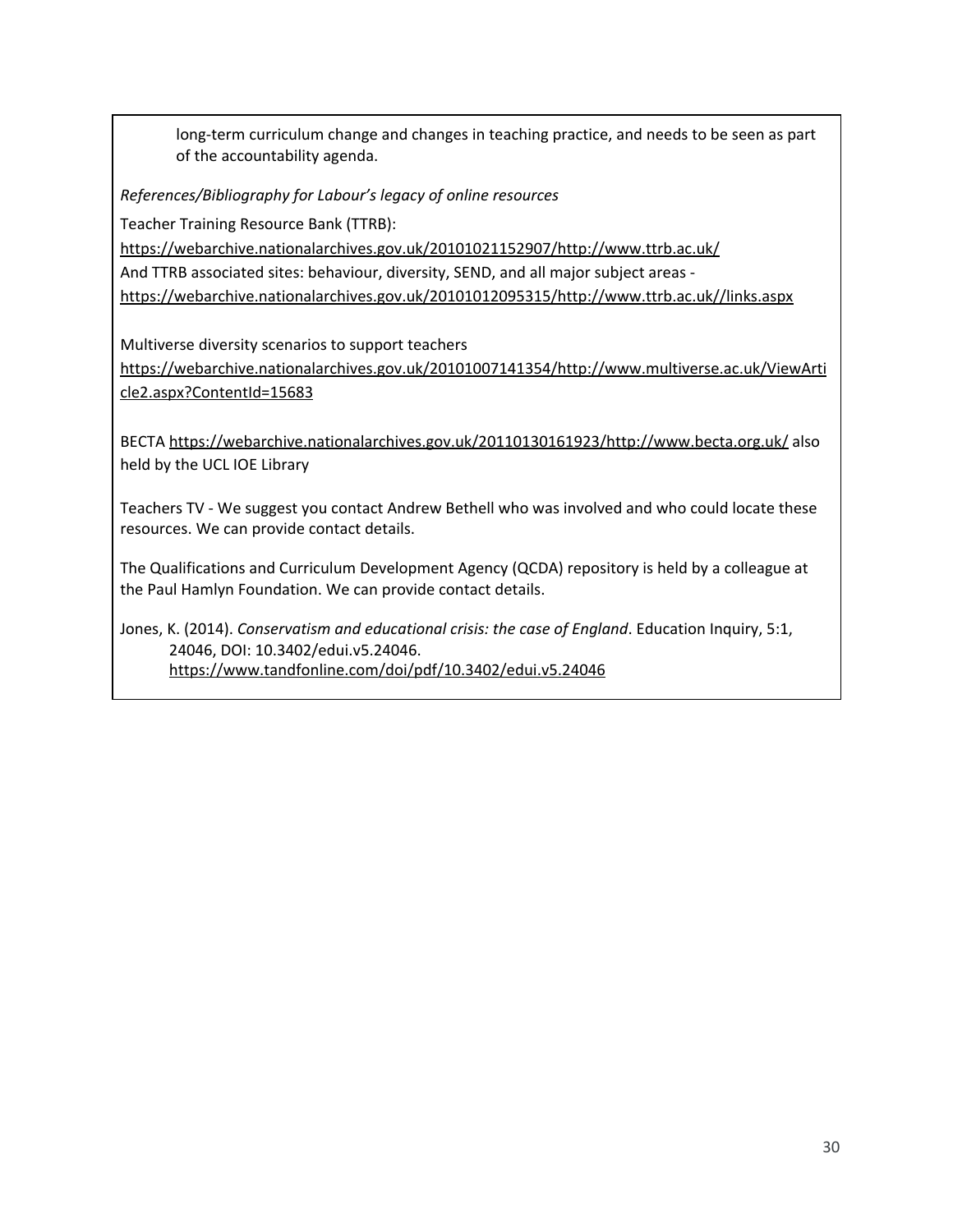long-term curriculum change and changes in teaching practice, and needs to be seen as part of the accountability agenda.

*References/Bibliography for Labour's legacy of online resources*

Teacher Training Resource Bank (TTRB):
https://webarchive.nationalarchives.gov.uk/20101021152907/http://www.ttrb.ac.uk/
And TTRB associated sites: behaviour, diversity, SEND, and all major subject areas - https://webarchive.nationalarchives.gov.uk/20101012095315/http://www.ttrb.ac.uk//links.aspx

Multiverse diversity scenarios to support teachers
https://webarchive.nationalarchives.gov.uk/20101007141354/http://www.multiverse.ac.uk/ViewArticle2.aspx?ContentId=15683

BECTA https://webarchive.nationalarchives.gov.uk/20110130161923/http://www.becta.org.uk/ also held by the UCL IOE Library

Teachers TV - We suggest you contact Andrew Bethell who was involved and who could locate these resources. We can provide contact details.

The Qualifications and Curriculum Development Agency (QCDA) repository is held by a colleague at the Paul Hamlyn Foundation. We can provide contact details.

Jones, K. (2014). *Conservatism and educational crisis: the case of England*. Education Inquiry, 5:1, 24046, DOI: 10.3402/edui.v5.24046. https://www.tandfonline.com/doi/pdf/10.3402/edui.v5.24046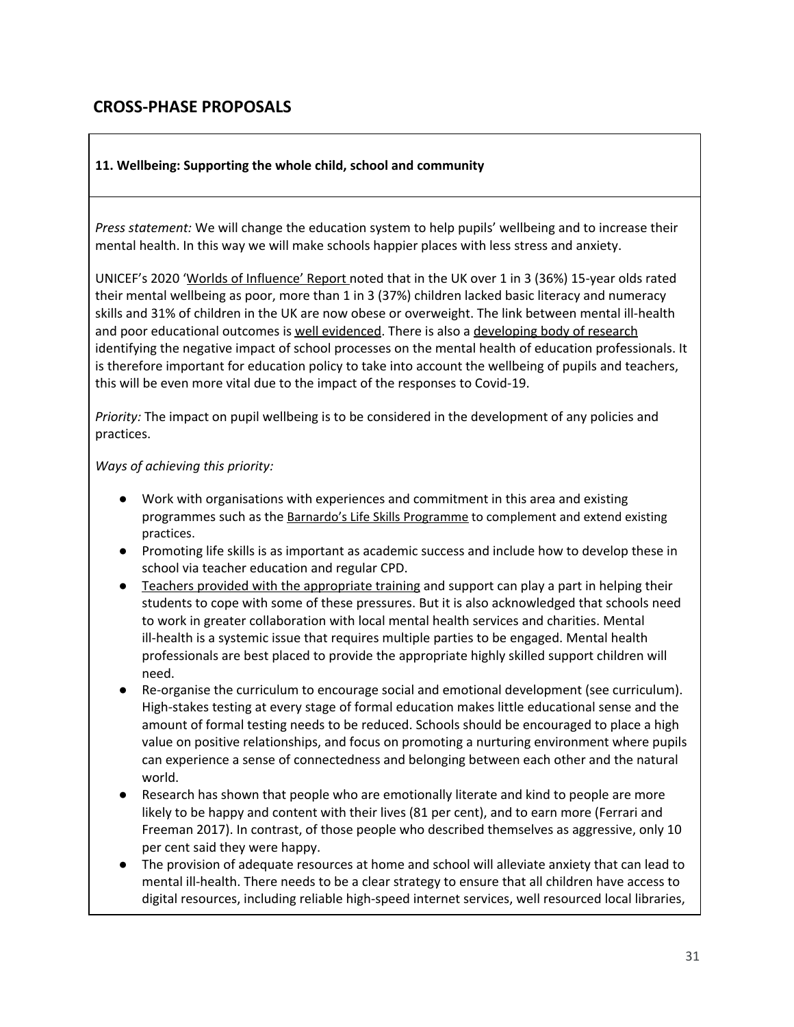# CROSS-PHASE PROPOSALS

**11. Wellbeing: Supporting the whole child, school and community**

*Press statement:* We will change the education system to help pupils' wellbeing and to increase their mental health. In this way we will make schools happier places with less stress and anxiety.

UNICEF's 2020 'Worlds of Influence' Report noted that in the UK over 1 in 3 (36%) 15-year olds rated their mental wellbeing as poor, more than 1 in 3 (37%) children lacked basic literacy and numeracy skills and 31% of children in the UK are now obese or overweight. The link between mental ill-health and poor educational outcomes is well evidenced. There is also a developing body of research identifying the negative impact of school processes on the mental health of education professionals. It is therefore important for education policy to take into account the wellbeing of pupils and teachers, this will be even more vital due to the impact of the responses to Covid-19.

*Priority:* The impact on pupil wellbeing is to be considered in the development of any policies and practices.

*Ways of achieving this priority:*

- Work with organisations with experiences and commitment in this area and existing programmes such as the Barnardo's Life Skills Programme to complement and extend existing practices.
- Promoting life skills is as important as academic success and include how to develop these in school via teacher education and regular CPD.
- Teachers provided with the appropriate training and support can play a part in helping their students to cope with some of these pressures. But it is also acknowledged that schools need to work in greater collaboration with local mental health services and charities. Mental ill-health is a systemic issue that requires multiple parties to be engaged. Mental health professionals are best placed to provide the appropriate highly skilled support children will need.
- Re-organise the curriculum to encourage social and emotional development (see curriculum). High-stakes testing at every stage of formal education makes little educational sense and the amount of formal testing needs to be reduced. Schools should be encouraged to place a high value on positive relationships, and focus on promoting a nurturing environment where pupils can experience a sense of connectedness and belonging between each other and the natural world.
- Research has shown that people who are emotionally literate and kind to people are more likely to be happy and content with their lives (81 per cent), and to earn more (Ferrari and Freeman 2017). In contrast, of those people who described themselves as aggressive, only 10 per cent said they were happy.
- The provision of adequate resources at home and school will alleviate anxiety that can lead to mental ill-health. There needs to be a clear strategy to ensure that all children have access to digital resources, including reliable high-speed internet services, well resourced local libraries,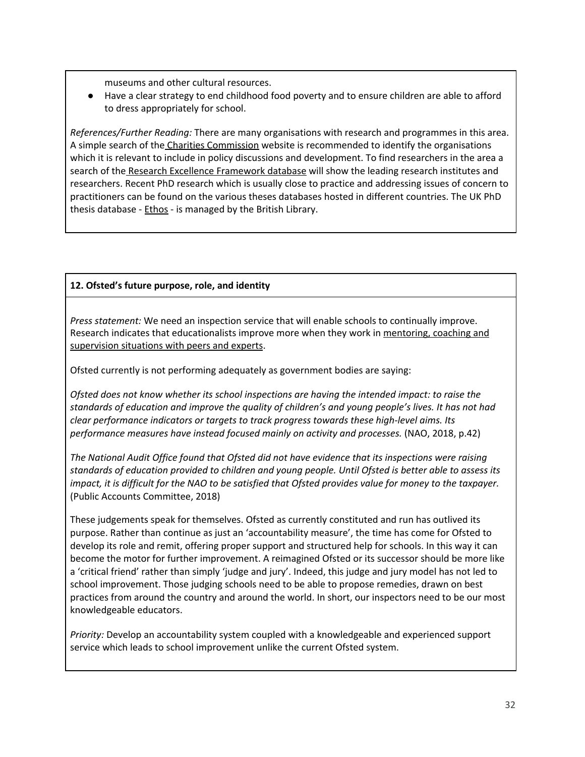museums and other cultural resources.

- Have a clear strategy to end childhood food poverty and to ensure children are able to afford to dress appropriately for school.

*References/Further Reading:* There are many organisations with research and programmes in this area. A simple search of the Charities Commission website is recommended to identify the organisations which it is relevant to include in policy discussions and development. To find researchers in the area a search of the Research Excellence Framework database will show the leading research institutes and researchers. Recent PhD research which is usually close to practice and addressing issues of concern to practitioners can be found on the various theses databases hosted in different countries. The UK PhD thesis database - Ethos - is managed by the British Library.

**12. Ofsted's future purpose, role, and identity**

*Press statement:* We need an inspection service that will enable schools to continually improve. Research indicates that educationalists improve more when they work in mentoring, coaching and supervision situations with peers and experts.

Ofsted currently is not performing adequately as government bodies are saying:

*Ofsted does not know whether its school inspections are having the intended impact: to raise the standards of education and improve the quality of children's and young people's lives. It has not had clear performance indicators or targets to track progress towards these high-level aims. Its performance measures have instead focused mainly on activity and processes.* (NAO, 2018, p.42)

*The National Audit Office found that Ofsted did not have evidence that its inspections were raising standards of education provided to children and young people. Until Ofsted is better able to assess its impact, it is difficult for the NAO to be satisfied that Ofsted provides value for money to the taxpayer.* (Public Accounts Committee, 2018)

These judgements speak for themselves. Ofsted as currently constituted and run has outlived its purpose. Rather than continue as just an 'accountability measure', the time has come for Ofsted to develop its role and remit, offering proper support and structured help for schools. In this way it can become the motor for further improvement. A reimagined Ofsted or its successor should be more like a 'critical friend' rather than simply 'judge and jury'. Indeed, this judge and jury model has not led to school improvement. Those judging schools need to be able to propose remedies, drawn on best practices from around the country and around the world. In short, our inspectors need to be our most knowledgeable educators.

*Priority:* Develop an accountability system coupled with a knowledgeable and experienced support service which leads to school improvement unlike the current Ofsted system.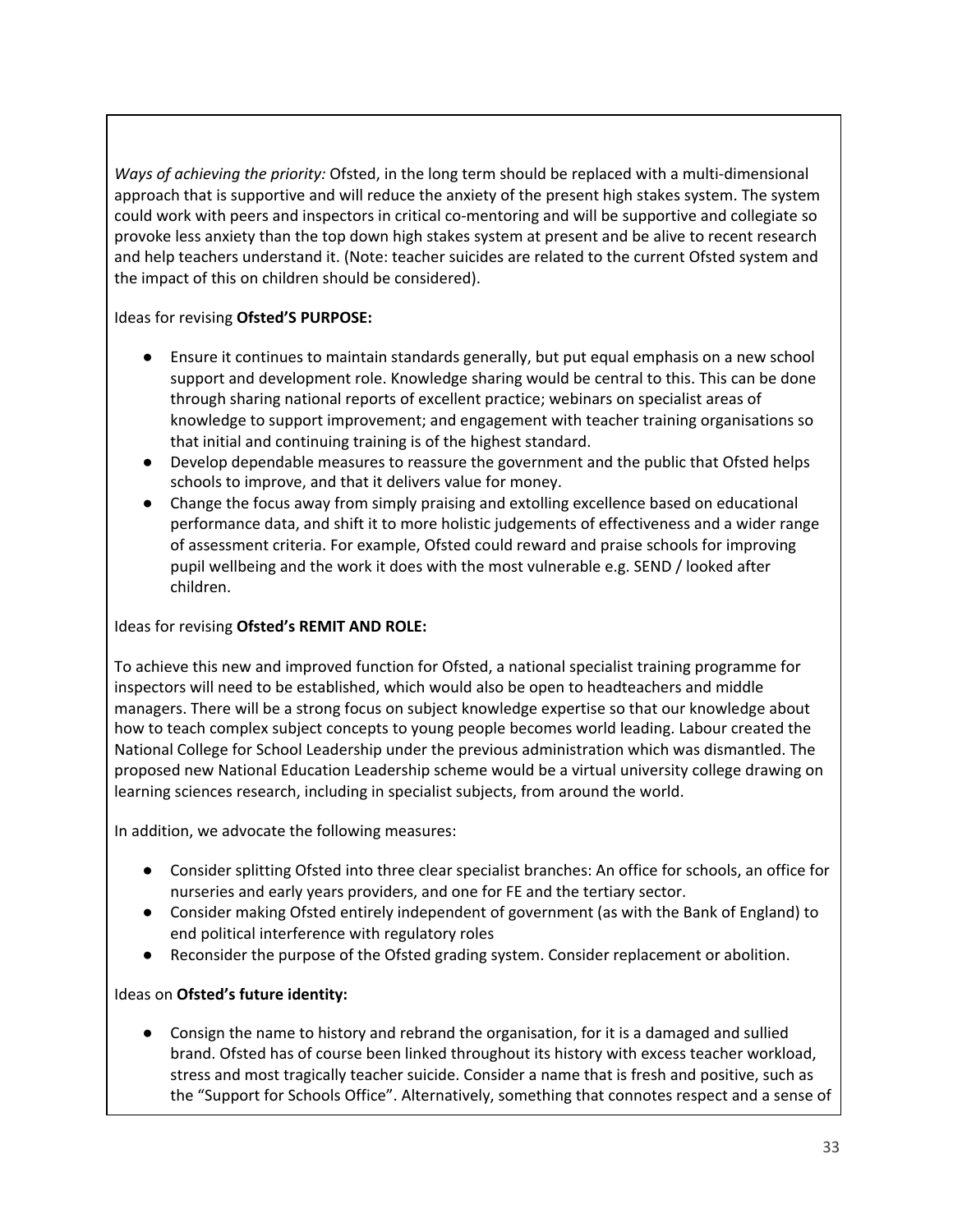*Ways of achieving the priority:* Ofsted, in the long term should be replaced with a multi-dimensional approach that is supportive and will reduce the anxiety of the present high stakes system. The system could work with peers and inspectors in critical co-mentoring and will be supportive and collegiate so provoke less anxiety than the top down high stakes system at present and be alive to recent research and help teachers understand it. (Note: teacher suicides are related to the current Ofsted system and the impact of this on children should be considered).

Ideas for revising **Ofsted'S PURPOSE:**

- Ensure it continues to maintain standards generally, but put equal emphasis on a new school support and development role. Knowledge sharing would be central to this. This can be done through sharing national reports of excellent practice; webinars on specialist areas of knowledge to support improvement; and engagement with teacher training organisations so that initial and continuing training is of the highest standard.
- Develop dependable measures to reassure the government and the public that Ofsted helps schools to improve, and that it delivers value for money.
- Change the focus away from simply praising and extolling excellence based on educational performance data, and shift it to more holistic judgements of effectiveness and a wider range of assessment criteria. For example, Ofsted could reward and praise schools for improving pupil wellbeing and the work it does with the most vulnerable e.g. SEND / looked after children.

Ideas for revising **Ofsted's REMIT AND ROLE:**

To achieve this new and improved function for Ofsted, a national specialist training programme for inspectors will need to be established, which would also be open to headteachers and middle managers. There will be a strong focus on subject knowledge expertise so that our knowledge about how to teach complex subject concepts to young people becomes world leading. Labour created the National College for School Leadership under the previous administration which was dismantled. The proposed new National Education Leadership scheme would be a virtual university college drawing on learning sciences research, including in specialist subjects, from around the world.

In addition, we advocate the following measures:

- Consider splitting Ofsted into three clear specialist branches: An office for schools, an office for nurseries and early years providers, and one for FE and the tertiary sector.
- Consider making Ofsted entirely independent of government (as with the Bank of England) to end political interference with regulatory roles
- Reconsider the purpose of the Ofsted grading system. Consider replacement or abolition.

Ideas on **Ofsted's future identity:**

- Consign the name to history and rebrand the organisation, for it is a damaged and sullied brand. Ofsted has of course been linked throughout its history with excess teacher workload, stress and most tragically teacher suicide. Consider a name that is fresh and positive, such as the "Support for Schools Office". Alternatively, something that connotes respect and a sense of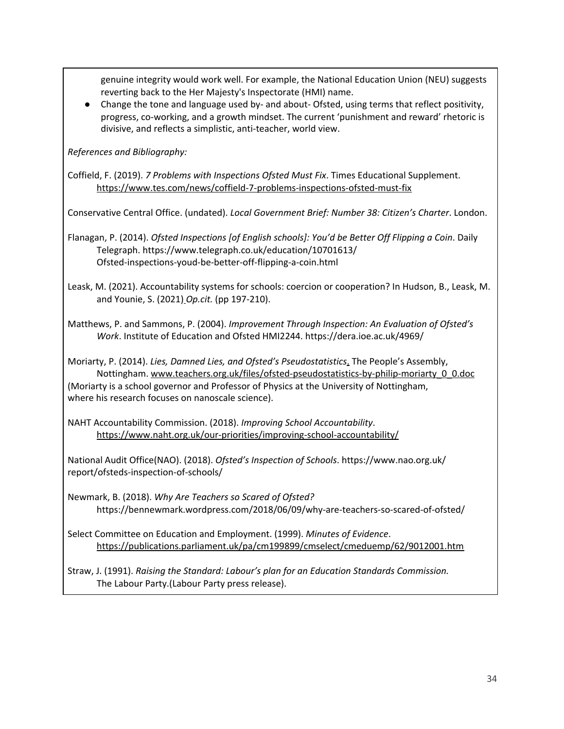genuine integrity would work well. For example, the National Education Union (NEU) suggests reverting back to the Her Majesty's Inspectorate (HMI) name.

- Change the tone and language used by- and about- Ofsted, using terms that reflect positivity, progress, co-working, and a growth mindset. The current 'punishment and reward' rhetoric is divisive, and reflects a simplistic, anti-teacher, world view.

*References and Bibliography:*

Coffield, F. (2019). *7 Problems with Inspections Ofsted Must Fix*. Times Educational Supplement. https://www.tes.com/news/coffield-7-problems-inspections-ofsted-must-fix

Conservative Central Office. (undated). *Local Government Brief: Number 38: Citizen's Charter*. London.

Flanagan, P. (2014). *Ofsted Inspections [of English schools]: You'd be Better Off Flipping a Coin*. Daily Telegraph. https://www.telegraph.co.uk/education/10701613/Ofsted-inspections-youd-be-better-off-flipping-a-coin.html

Leask, M. (2021). Accountability systems for schools: coercion or cooperation? In Hudson, B., Leask, M. and Younie, S. (2021) *Op.cit.* (pp 197-210).

Matthews, P. and Sammons, P. (2004). *Improvement Through Inspection: An Evaluation of Ofsted's Work*. Institute of Education and Ofsted HMI2244. https://dera.ioe.ac.uk/4969/

Moriarty, P. (2014). *Lies, Damned Lies, and Ofsted's Pseudostatistics*. The People's Assembly, Nottingham. www.teachers.org.uk/files/ofsted-pseudostatistics-by-philip-moriarty_0_0.doc
(Moriarty is a school governor and Professor of Physics at the University of Nottingham, where his research focuses on nanoscale science).

NAHT Accountability Commission. (2018). *Improving School Accountability*. https://www.naht.org.uk/our-priorities/improving-school-accountability/

National Audit Office(NAO). (2018). *Ofsted's Inspection of Schools*. https://www.nao.org.uk/report/ofsteds-inspection-of-schools/

Newmark, B. (2018). *Why Are Teachers so Scared of Ofsted?* https://bennewmark.wordpress.com/2018/06/09/why-are-teachers-so-scared-of-ofsted/

Select Committee on Education and Employment. (1999). *Minutes of Evidence*. https://publications.parliament.uk/pa/cm199899/cmselect/cmeduemp/62/9012001.htm

Straw, J. (1991). *Raising the Standard: Labour's plan for an Education Standards Commission.* The Labour Party.(Labour Party press release).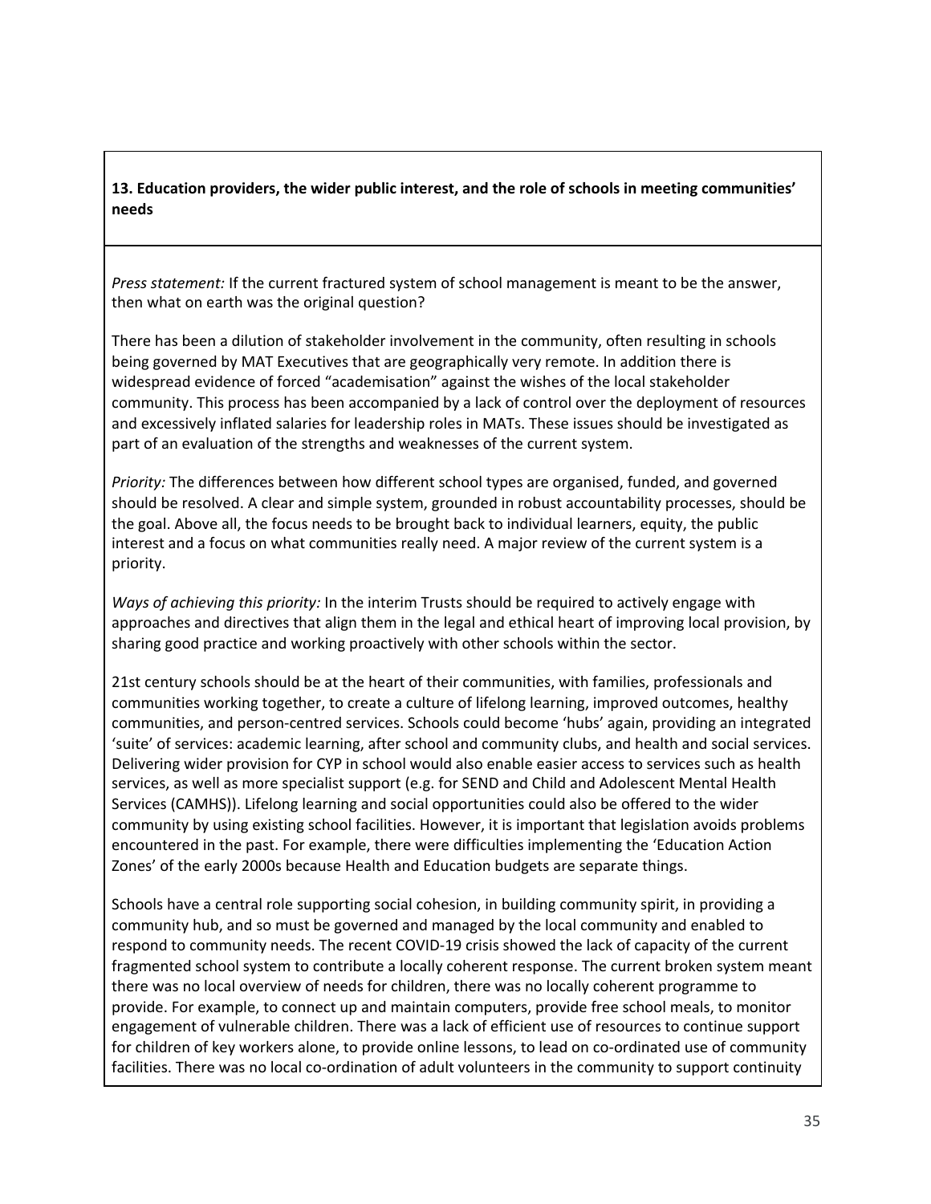**13. Education providers, the wider public interest, and the role of schools in meeting communities' needs**

*Press statement:* If the current fractured system of school management is meant to be the answer, then what on earth was the original question?

There has been a dilution of stakeholder involvement in the community, often resulting in schools being governed by MAT Executives that are geographically very remote. In addition there is widespread evidence of forced "academisation" against the wishes of the local stakeholder community. This process has been accompanied by a lack of control over the deployment of resources and excessively inflated salaries for leadership roles in MATs. These issues should be investigated as part of an evaluation of the strengths and weaknesses of the current system.

*Priority:* The differences between how different school types are organised, funded, and governed should be resolved. A clear and simple system, grounded in robust accountability processes, should be the goal. Above all, the focus needs to be brought back to individual learners, equity, the public interest and a focus on what communities really need. A major review of the current system is a priority.

*Ways of achieving this priority:* In the interim Trusts should be required to actively engage with approaches and directives that align them in the legal and ethical heart of improving local provision, by sharing good practice and working proactively with other schools within the sector.

21st century schools should be at the heart of their communities, with families, professionals and communities working together, to create a culture of lifelong learning, improved outcomes, healthy communities, and person-centred services. Schools could become 'hubs' again, providing an integrated 'suite' of services: academic learning, after school and community clubs, and health and social services. Delivering wider provision for CYP in school would also enable easier access to services such as health services, as well as more specialist support (e.g. for SEND and Child and Adolescent Mental Health Services (CAMHS)). Lifelong learning and social opportunities could also be offered to the wider community by using existing school facilities. However, it is important that legislation avoids problems encountered in the past. For example, there were difficulties implementing the 'Education Action Zones' of the early 2000s because Health and Education budgets are separate things.

Schools have a central role supporting social cohesion, in building community spirit, in providing a community hub, and so must be governed and managed by the local community and enabled to respond to community needs. The recent COVID-19 crisis showed the lack of capacity of the current fragmented school system to contribute a locally coherent response. The current broken system meant there was no local overview of needs for children, there was no locally coherent programme to provide. For example, to connect up and maintain computers, provide free school meals, to monitor engagement of vulnerable children. There was a lack of efficient use of resources to continue support for children of key workers alone, to provide online lessons, to lead on co-ordinated use of community facilities. There was no local co-ordination of adult volunteers in the community to support continuity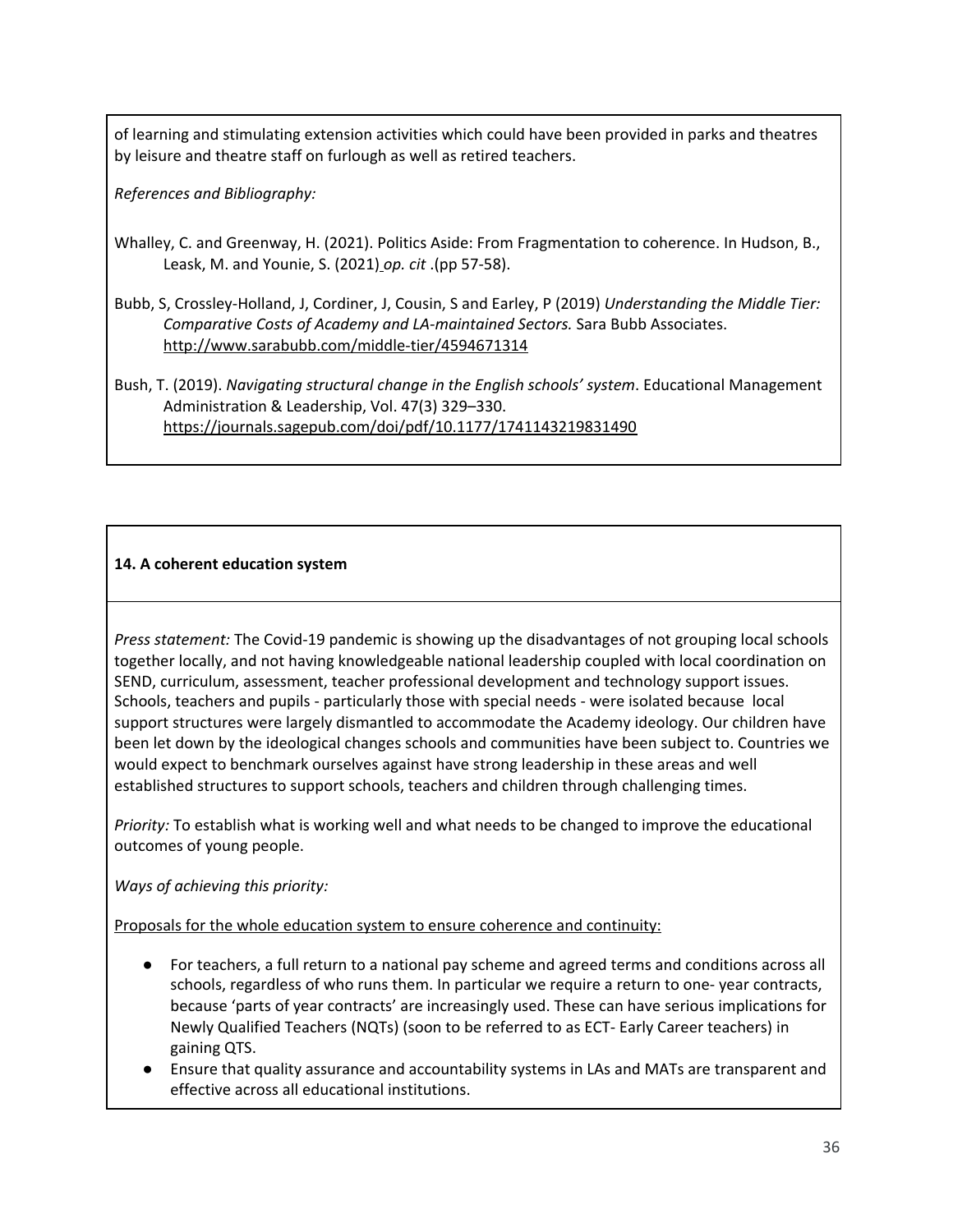of learning and stimulating extension activities which could have been provided in parks and theatres by leisure and theatre staff on furlough as well as retired teachers.

*References and Bibliography:*

Whalley, C. and Greenway, H. (2021). Politics Aside: From Fragmentation to coherence. In Hudson, B., Leask, M. and Younie, S. (2021) *op. cit* .(pp 57-58).

Bubb, S, Crossley-Holland, J, Cordiner, J, Cousin, S and Earley, P (2019) *Understanding the Middle Tier: Comparative Costs of Academy and LA-maintained Sectors.* Sara Bubb Associates. http://www.sarabubb.com/middle-tier/4594671314

Bush, T. (2019). *Navigating structural change in the English schools' system*. Educational Management Administration & Leadership, Vol. 47(3) 329–330. https://journals.sagepub.com/doi/pdf/10.1177/1741143219831490

**14. A coherent education system**

*Press statement:* The Covid-19 pandemic is showing up the disadvantages of not grouping local schools together locally, and not having knowledgeable national leadership coupled with local coordination on SEND, curriculum, assessment, teacher professional development and technology support issues. Schools, teachers and pupils - particularly those with special needs - were isolated because local support structures were largely dismantled to accommodate the Academy ideology. Our children have been let down by the ideological changes schools and communities have been subject to. Countries we would expect to benchmark ourselves against have strong leadership in these areas and well established structures to support schools, teachers and children through challenging times.

*Priority:* To establish what is working well and what needs to be changed to improve the educational outcomes of young people.

*Ways of achieving this priority:*

Proposals for the whole education system to ensure coherence and continuity:

- For teachers, a full return to a national pay scheme and agreed terms and conditions across all schools, regardless of who runs them. In particular we require a return to one- year contracts, because 'parts of year contracts' are increasingly used. These can have serious implications for Newly Qualified Teachers (NQTs) (soon to be referred to as ECT- Early Career teachers) in gaining QTS.
- Ensure that quality assurance and accountability systems in LAs and MATs are transparent and effective across all educational institutions.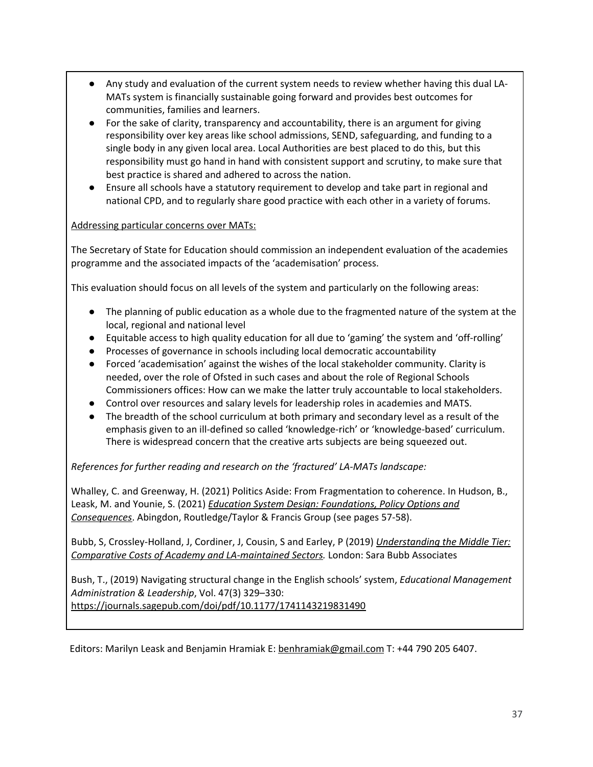- Any study and evaluation of the current system needs to review whether having this dual LA-MATs system is financially sustainable going forward and provides best outcomes for communities, families and learners.
- For the sake of clarity, transparency and accountability, there is an argument for giving responsibility over key areas like school admissions, SEND, safeguarding, and funding to a single body in any given local area. Local Authorities are best placed to do this, but this responsibility must go hand in hand with consistent support and scrutiny, to make sure that best practice is shared and adhered to across the nation.
- Ensure all schools have a statutory requirement to develop and take part in regional and national CPD, and to regularly share good practice with each other in a variety of forums.

<u>Addressing particular concerns over MATs:</u>

The Secretary of State for Education should commission an independent evaluation of the academies programme and the associated impacts of the 'academisation' process.

This evaluation should focus on all levels of the system and particularly on the following areas:

- The planning of public education as a whole due to the fragmented nature of the system at the local, regional and national level
- Equitable access to high quality education for all due to 'gaming' the system and 'off-rolling'
- Processes of governance in schools including local democratic accountability
- Forced 'academisation' against the wishes of the local stakeholder community. Clarity is needed, over the role of Ofsted in such cases and about the role of Regional Schools Commissioners offices: How can we make the latter truly accountable to local stakeholders.
- Control over resources and salary levels for leadership roles in academies and MATS.
- The breadth of the school curriculum at both primary and secondary level as a result of the emphasis given to an ill-defined so called 'knowledge-rich' or 'knowledge-based' curriculum. There is widespread concern that the creative arts subjects are being squeezed out.

*References for further reading and research on the 'fractured' LA-MATs landscape:*

Whalley, C. and Greenway, H. (2021) Politics Aside: From Fragmentation to coherence. In Hudson, B., Leask, M. and Younie, S. (2021) *Education System Design: Foundations, Policy Options and Consequences*. Abingdon, Routledge/Taylor & Francis Group (see pages 57-58).

Bubb, S, Crossley-Holland, J, Cordiner, J, Cousin, S and Earley, P (2019) *Understanding the Middle Tier: Comparative Costs of Academy and LA-maintained Sectors.* London: Sara Bubb Associates

Bush, T., (2019) Navigating structural change in the English schools' system, *Educational Management Administration & Leadership*, Vol. 47(3) 329–330: https://journals.sagepub.com/doi/pdf/10.1177/1741143219831490

Editors: Marilyn Leask and Benjamin Hramiak E: benhramiak@gmail.com T: +44 790 205 6407.